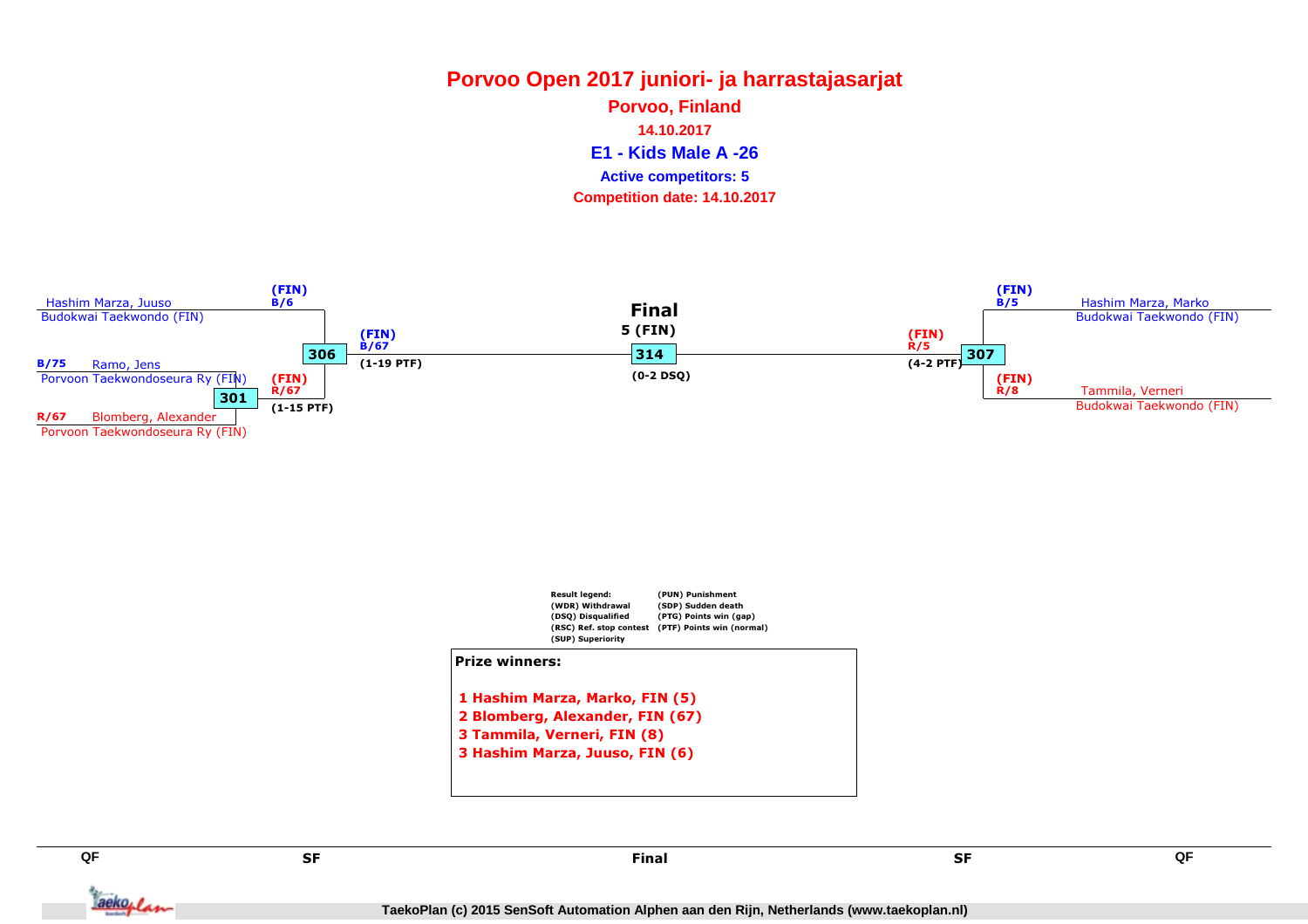# Porvoo Open 2017 juniori- ja harrastajasarjat

**Porvoo, Finland**

**14.10.2017**

## E1 - Kids Male A -26

**Active competitors: 5**

**Competition date: 14.10.2017**

Hashim Marza, Juuso
Budokwai Taekwondo (FIN)
(FIN)
B/6

B/75 Ramo, Jens
Porvoon Taekwondoseura Ry (FIN)

301

R/67 Blomberg, Alexander
Porvoon Taekwondoseura Ry (FIN)

(FIN)
R/67
(1-15 PTF)

306

(FIN)
B/67
(1-19 PTF)

**Final**
5 (FIN)
314
(0-2 DSQ)

(FIN)
R/5
(4-2 PTF)

307

(FIN)
B/5
Hashim Marza, Marko
Budokwai Taekwondo (FIN)

(FIN)
R/8
Tammila, Verneri
Budokwai Taekwondo (FIN)

Result legend:
(WDR) Withdrawal
(DSQ) Disqualified
(RSC) Ref. stop contest
(SUP) Superiority
(PUN) Punishment
(SDP) Sudden death
(PTG) Points win (gap)
(PTF) Points win (normal)

**Prize winners:**

1 Hashim Marza, Marko, FIN (5)
2 Blomberg, Alexander, FIN (67)
3 Tammila, Verneri, FIN (8)
3 Hashim Marza, Juuso, FIN (6)

QF SF Final SF QF

TaekoPlan (c) 2015 SenSoft Automation Alphen aan den Rijn, Netherlands (www.taekoplan.nl)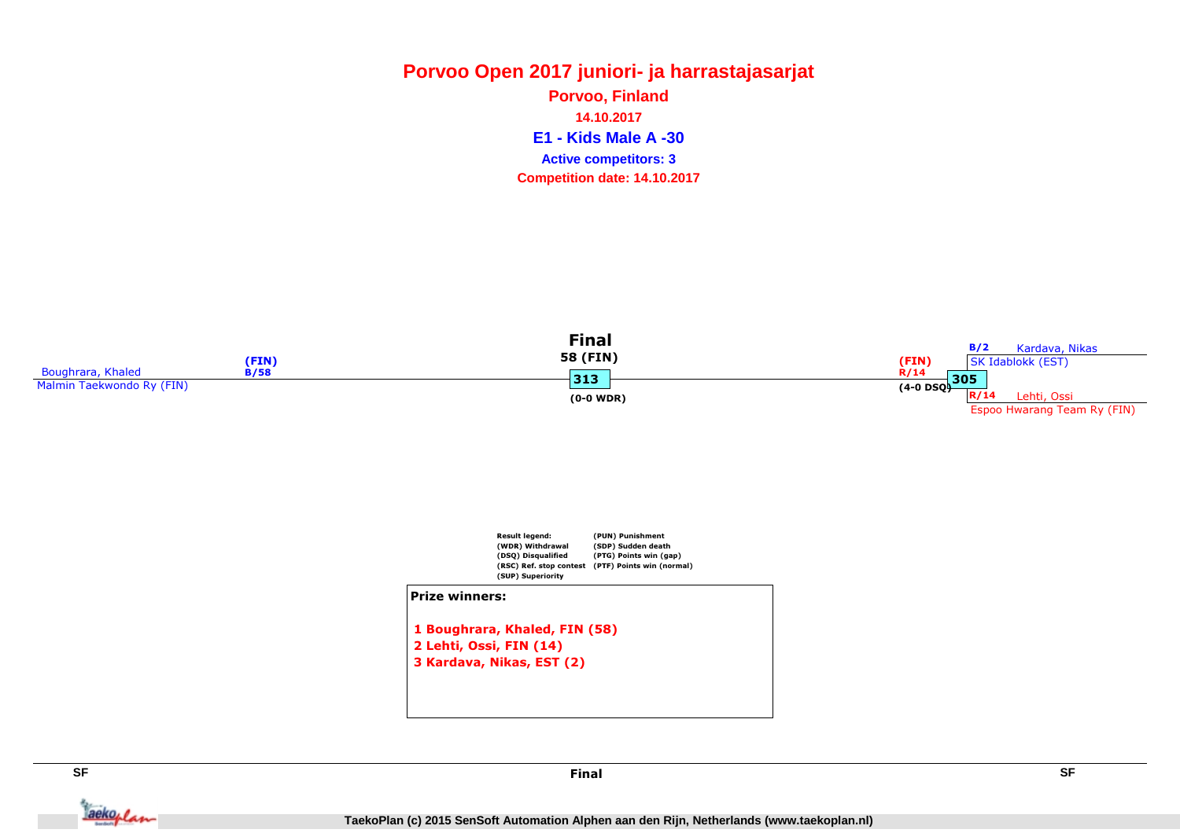# Porvoo Open 2017 juniori- ja harrastajasarjat

## Porvoo, Finland

**14.10.2017**

## E1 - Kids Male A -30

**Active competitors: 3**

**Competition date: 14.10.2017**

**Final**

58 (FIN)

313

(0-0 WDR)

Boughrara, Khaled (FIN) B/58
Malmin Taekwondo Ry (FIN)

(FIN) R/14

(4-0 DSQ) 305

B/2 Kardava, Nikas
SK Idablokk (EST)

R/14 Lehti, Ossi
Espoo Hwarang Team Ry (FIN)

**Result legend:**
(WDR) Withdrawal
(DSQ) Disqualified
(RSC) Ref. stop contest
(SUP) Superiority
(PUN) Punishment
(SDP) Sudden death
(PTG) Points win (gap)
(PTF) Points win (normal)

**Prize winners:**

1 Boughrara, Khaled, FIN (58)
2 Lehti, Ossi, FIN (14)
3 Kardava, Nikas, EST (2)

SF | Final | SF

TaekoPlan (c) 2015 SenSoft Automation Alphen aan den Rijn, Netherlands (www.taekoplan.nl)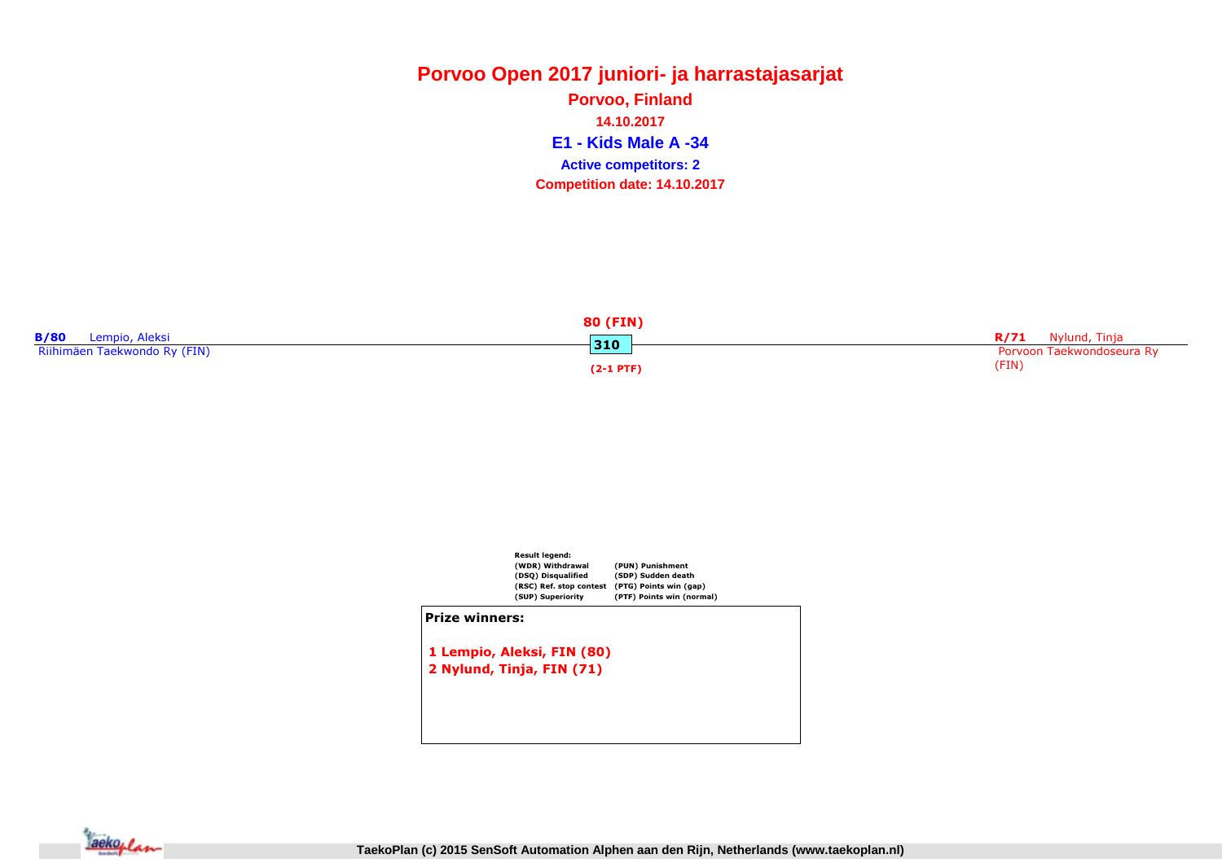# Porvoo Open 2017 juniori- ja harrastajasarjat

**Porvoo, Finland**

**14.10.2017**

## E1 - Kids Male A -34

**Active competitors: 2**

**Competition date: 14.10.2017**

**B/80** Lempio, Aleksi
Riihimäen Taekwondo Ry (FIN)

**80 (FIN)**
**310**
**(2-1 PTF)**

**R/71** Nylund, Tinja
Porvoon Taekwondoseura Ry (FIN)

**Result legend:**
(WDR) Withdrawal
(DSQ) Disqualified
(RSC) Ref. stop contest
(SUP) Superiority
(PUN) Punishment
(SDP) Sudden death
(PTG) Points win (gap)
(PTF) Points win (normal)

**Prize winners:**

1 Lempio, Aleksi, FIN (80)
2 Nylund, Tinja, FIN (71)

TaekoPlan (c) 2015 SenSoft Automation Alphen aan den Rijn, Netherlands (www.taekoplan.nl)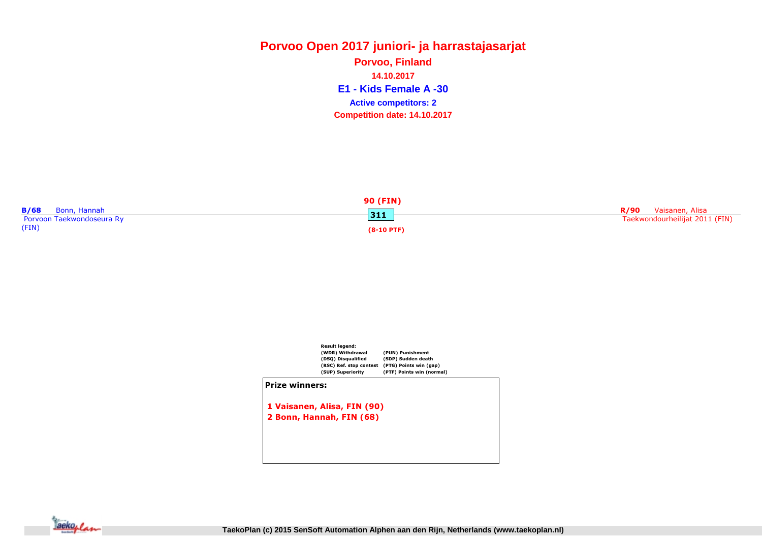# Porvoo Open 2017 juniori- ja harrastajasarjat

**Porvoo, Finland**

**14.10.2017**

## E1 - Kids Female A -30

**Active competitors: 2**

**Competition date: 14.10.2017**

**B/68** Bonn, Hannah
Porvoon Taekwondoseura Ry
(FIN)

**90 (FIN)**
**311**
**(8-10 PTF)**

**R/90** Vaisanen, Alisa
Taekwondourheilijat 2011 (FIN)

**Result legend:**
(WDR) Withdrawal (PUN) Punishment
(DSQ) Disqualified (SDP) Sudden death
(RSC) Ref. stop contest (PTG) Points win (gap)
(SUP) Superiority (PTF) Points win (normal)

**Prize winners:**

1 Vaisanen, Alisa, FIN (90)
2 Bonn, Hannah, FIN (68)

TaekoPlan (c) 2015 SenSoft Automation Alphen aan den Rijn, Netherlands (www.taekoplan.nl)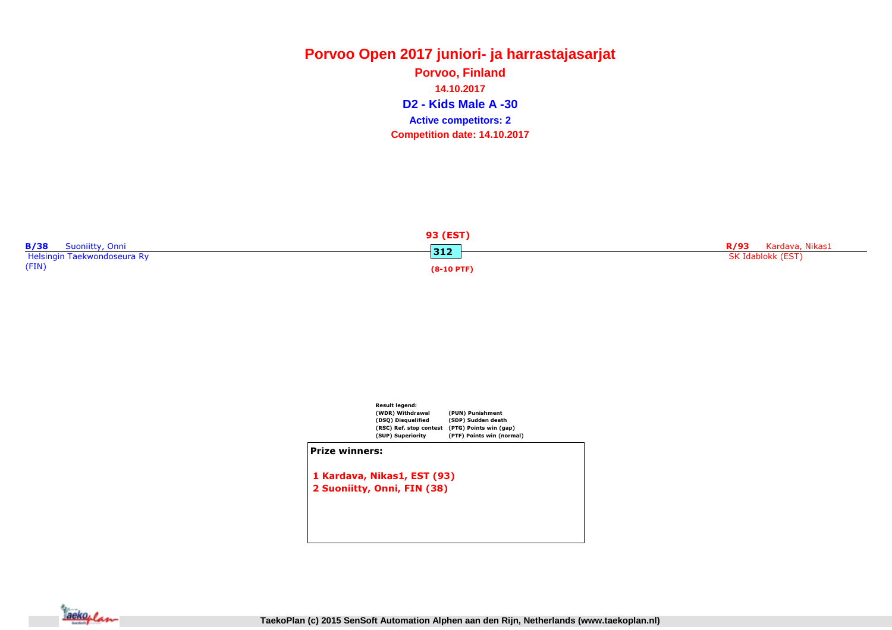# Porvoo Open 2017 juniori- ja harrastajasarjat

**Porvoo, Finland**

**14.10.2017**

## D2 - Kids Male A -30

**Active competitors: 2**

**Competition date: 14.10.2017**

**B/38** Suoniitty, Onni
Helsingin Taekwondoseura Ry
(FIN)

93 (EST)
312
(8-10 PTF)

**R/93** Kardava, Nikas1
SK Idablokk (EST)

**Result legend:**
(WDR) Withdrawal
(DSQ) Disqualified
(RSC) Ref. stop contest
(SUP) Superiority
(PUN) Punishment
(SDP) Sudden death
(PTG) Points win (gap)
(PTF) Points win (normal)

**Prize winners:**

1 Kardava, Nikas1, EST (93)
2 Suoniitty, Onni, FIN (38)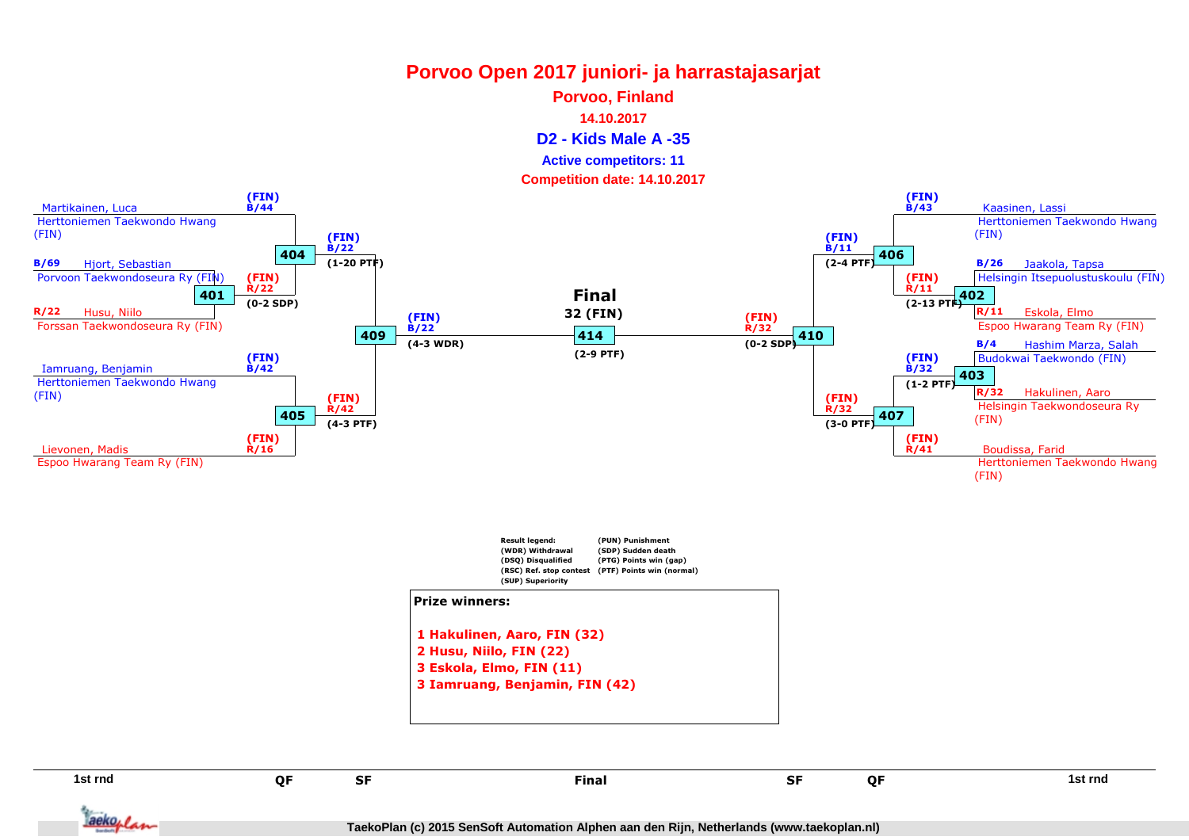# Porvoo Open 2017 juniori- ja harrastajasarjat

## Porvoo, Finland

**14.10.2017**

## D2 - Kids Male A -35

**Active competitors: 11**

**Competition date: 14.10.2017**

Martikainen, Luca
Herttoniemen Taekwondo Hwang (FIN)
(FIN) B/44

B/69 Hjort, Sebastian
Porvoon Taekwondoseura Ry (FIN)

401
(FIN) R/22
(0-2 SDP)

R/22 Husu, Niilo
Forssan Taekwondoseura Ry (FIN)

404
(FIN) B/22
(1-20 PTF)

Iamruang, Benjamin
Herttoniemen Taekwondo Hwang (FIN)
(FIN) B/42

405
(FIN) R/42
(4-3 PTF)

Lievonen, Madis
Espoo Hwarang Team Ry (FIN)
(FIN) R/16

409
(FIN) B/22
(4-3 WDR)

**Final**
32 (FIN)
414
(2-9 PTF)

410
(FIN) R/32
(0-2 SDP)

Kaasinen, Lassi
Herttoniemen Taekwondo Hwang (FIN)
(FIN) B/43

406
(FIN) B/11
(2-4 PTF)

B/26 Jaakola, Tapsa
Helsingin Itsepuolustuskoulu (FIN)

402
(FIN) R/11
(2-13 PTF)

R/11 Eskola, Elmo
Espoo Hwarang Team Ry (FIN)

B/4 Hashim Marza, Salah
Budokwai Taekwondo (FIN)

403
(FIN) B/32
(1-2 PTF)

R/32 Hakulinen, Aaro
Helsingin Taekwondoseura Ry (FIN)

407
(FIN) R/32
(3-0 PTF)

Boudissa, Farid
Herttoniemen Taekwondo Hwang (FIN)
(FIN) R/41

Result legend:
(WDR) Withdrawal
(DSQ) Disqualified
(RSC) Ref. stop contest
(SUP) Superiority
(PUN) Punishment
(SDP) Sudden death
(PTG) Points win (gap)
(PTF) Points win (normal)

**Prize winners:**

1 Hakulinen, Aaro, FIN (32)
2 Husu, Niilo, FIN (22)
3 Eskola, Elmo, FIN (11)
3 Iamruang, Benjamin, FIN (42)

1st rnd | QF | SF | Final | SF | QF | 1st rnd

TaekoPlan (c) 2015 SenSoft Automation Alphen aan den Rijn, Netherlands (www.taekoplan.nl)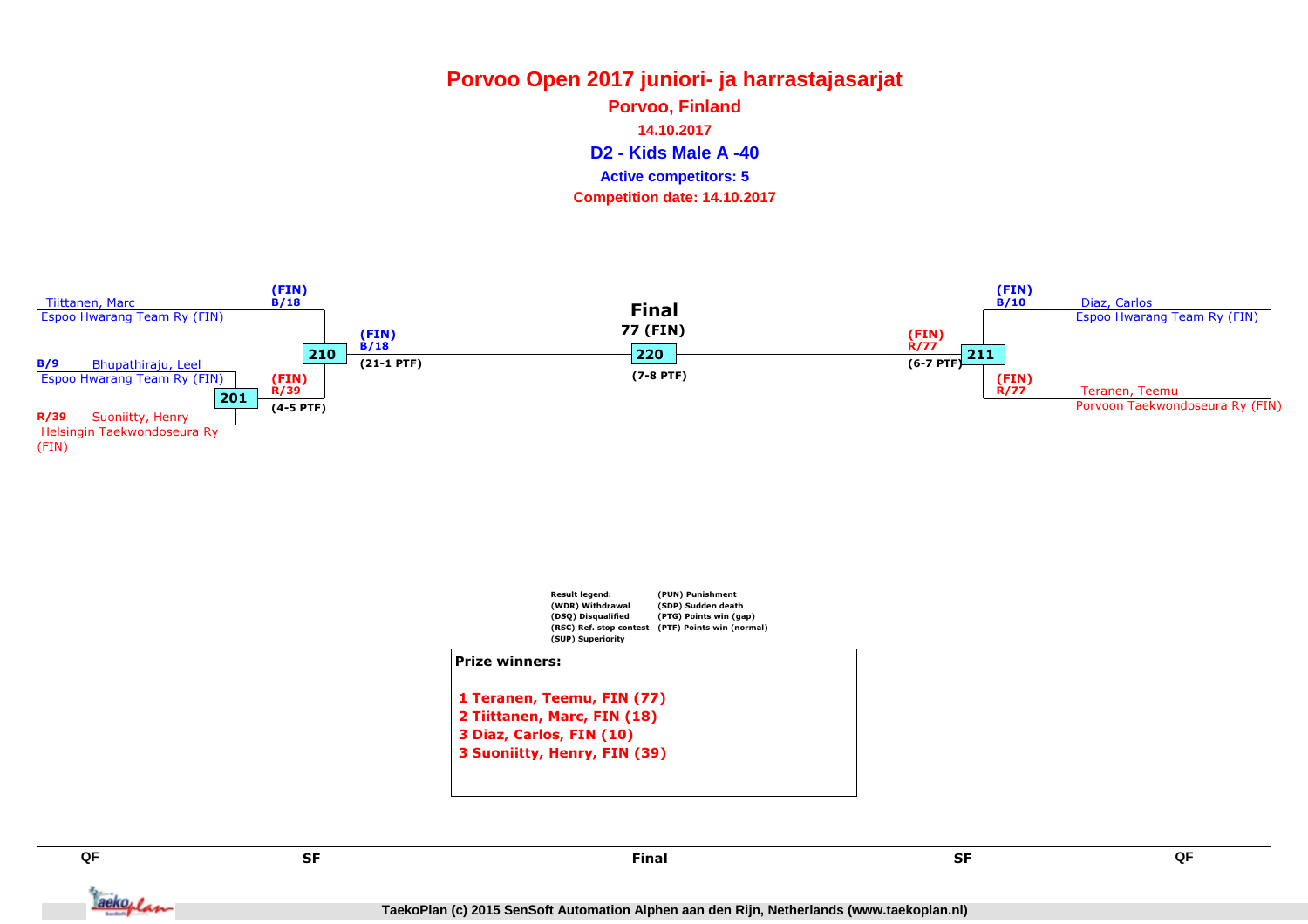# Porvoo Open 2017 juniori- ja harrastajasarjat

**Porvoo, Finland**

**14.10.2017**

**D2 - Kids Male A -40**

**Active competitors: 5**

**Competition date: 14.10.2017**

(FIN)
B/18
Tiittanen, Marc
Espoo Hwarang Team Ry (FIN)

B/9 Bhupathiraju, Leel
Espoo Hwarang Team Ry (FIN)

201

(FIN)
R/39
(4-5 PTF)

R/39 Suoniitty, Henry
Helsingin Taekwondoseura Ry (FIN)

210

(FIN)
B/18
(21-1 PTF)

**Final**
77 (FIN)

220

(7-8 PTF)

(FIN)
R/77
(6-7 PTF)

211

(FIN)
B/10
Diaz, Carlos
Espoo Hwarang Team Ry (FIN)

(FIN)
R/77
Teranen, Teemu
Porvoon Taekwondoseura Ry (FIN)

Result legend:
(WDR) Withdrawal
(DSQ) Disqualified
(RSC) Ref. stop contest
(SUP) Superiority
(PUN) Punishment
(SDP) Sudden death
(PTG) Points win (gap)
(PTF) Points win (normal)

**Prize winners:**

1 Teranen, Teemu, FIN (77)
2 Tiittanen, Marc, FIN (18)
3 Diaz, Carlos, FIN (10)
3 Suoniitty, Henry, FIN (39)

QF SF Final SF QF

TaekoPlan (c) 2015 SenSoft Automation Alphen aan den Rijn, Netherlands (www.taekoplan.nl)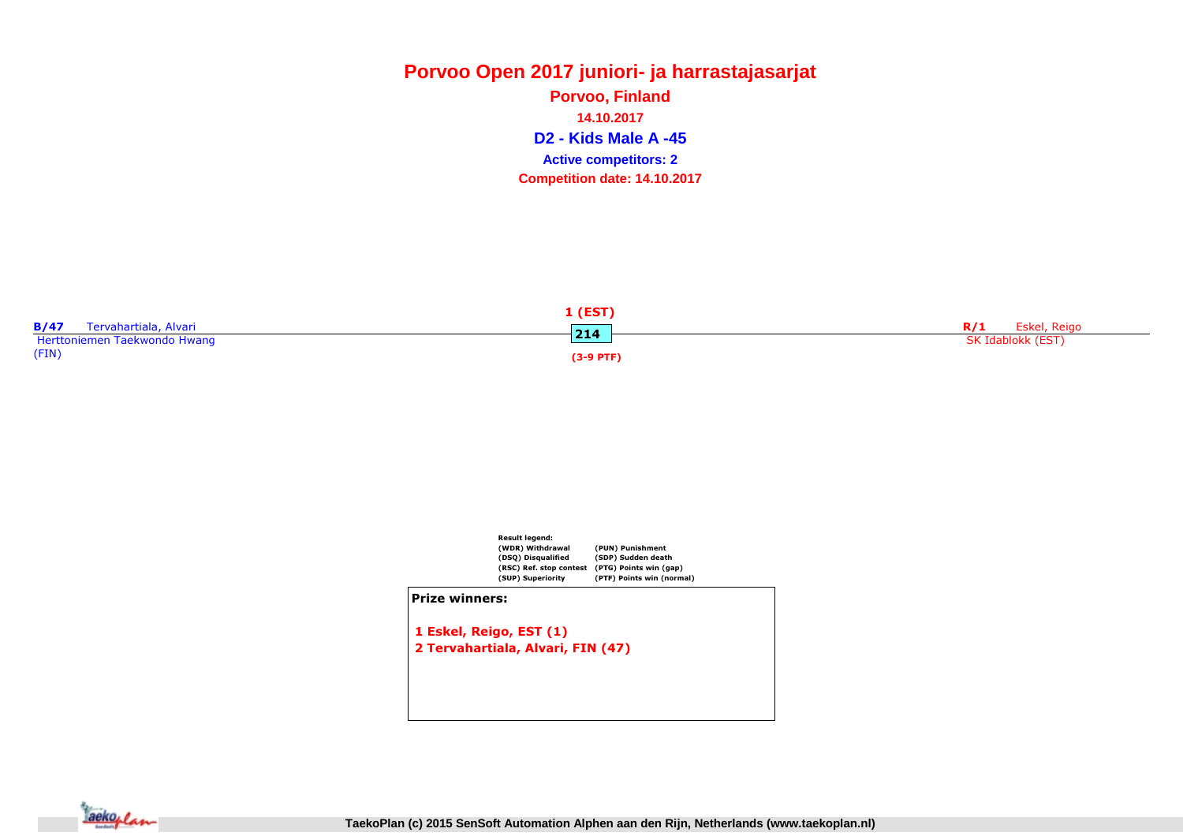# Porvoo Open 2017 juniori- ja harrastajasarjat

**Porvoo, Finland**

**14.10.2017**

## D2 - Kids Male A -45

**Active competitors: 2**

**Competition date: 14.10.2017**

**B/47** Tervahartiala, Alvari
Herttoniemen Taekwondo Hwang
(FIN)

**1 (EST)**
**214**
**(3-9 PTF)**

**R/1** Eskel, Reigo
SK Idablokk (EST)

**Result legend:**

| | |
|---|---|
| (WDR) Withdrawal | (PUN) Punishment |
| (DSQ) Disqualified | (SDP) Sudden death |
| (RSC) Ref. stop contest | (PTG) Points win (gap) |
| (SUP) Superiority | (PTF) Points win (normal) |

**Prize winners:**

**1 Eskel, Reigo, EST (1)**
**2 Tervahartiala, Alvari, FIN (47)**

TaekoPlan (c) 2015 SenSoft Automation Alphen aan den Rijn, Netherlands (www.taekoplan.nl)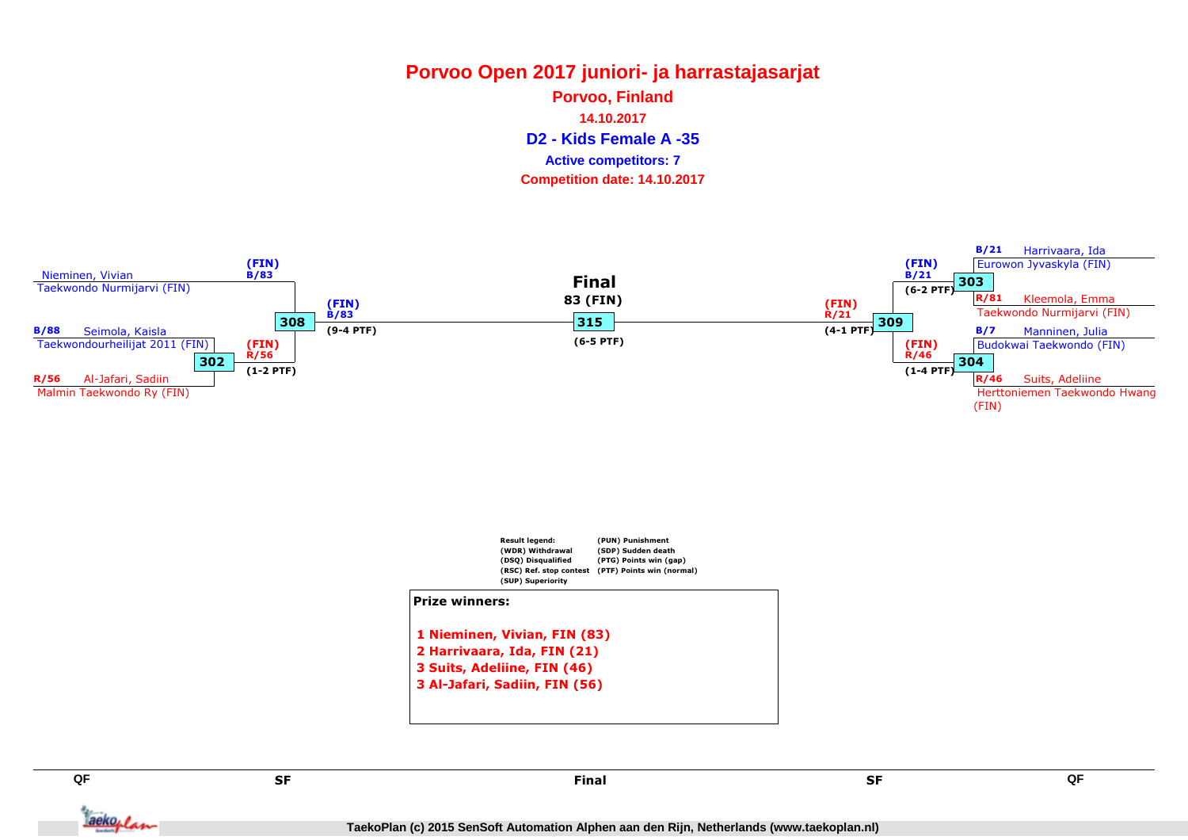# Porvoo Open 2017 juniori- ja harrastajasarjat

**Porvoo, Finland**

**14.10.2017**

## D2 - Kids Female A -35

**Active competitors: 7**

**Competition date: 14.10.2017**

Nieminen, Vivian
Taekwondo Nurmijarvi (FIN)

(FIN)
B/83

B/88 Seimola, Kaisla
Taekwondourheilijat 2011 (FIN)

302

(FIN)
R/56
(1-2 PTF)

R/56 Al-Jafari, Sadiin
Malmin Taekwondo Ry (FIN)

308

(FIN)
B/83
(9-4 PTF)

**Final**
83 (FIN)

315

(6-5 PTF)

(FIN)
R/21
(4-1 PTF)

309

(FIN)
B/21
(6-2 PTF)

303

B/21 Harrivaara, Ida
Eurowon Jyvaskyla (FIN)

R/81 Kleemola, Emma
Taekwondo Nurmijarvi (FIN)

(FIN)
R/46
(1-4 PTF)

304

B/7 Manninen, Julia
Budokwai Taekwondo (FIN)

R/46 Suits, Adeliine
Herttoniemen Taekwondo Hwang (FIN)

Result legend:
(WDR) Withdrawal
(DSQ) Disqualified
(RSC) Ref. stop contest
(SUP) Superiority
(PUN) Punishment
(SDP) Sudden death
(PTG) Points win (gap)
(PTF) Points win (normal)

**Prize winners:**

1 Nieminen, Vivian, FIN (83)
2 Harrivaara, Ida, FIN (21)
3 Suits, Adeliine, FIN (46)
3 Al-Jafari, Sadiin, FIN (56)

QF SF Final SF QF

TaekoPlan (c) 2015 SenSoft Automation Alphen aan den Rijn, Netherlands (www.taekoplan.nl)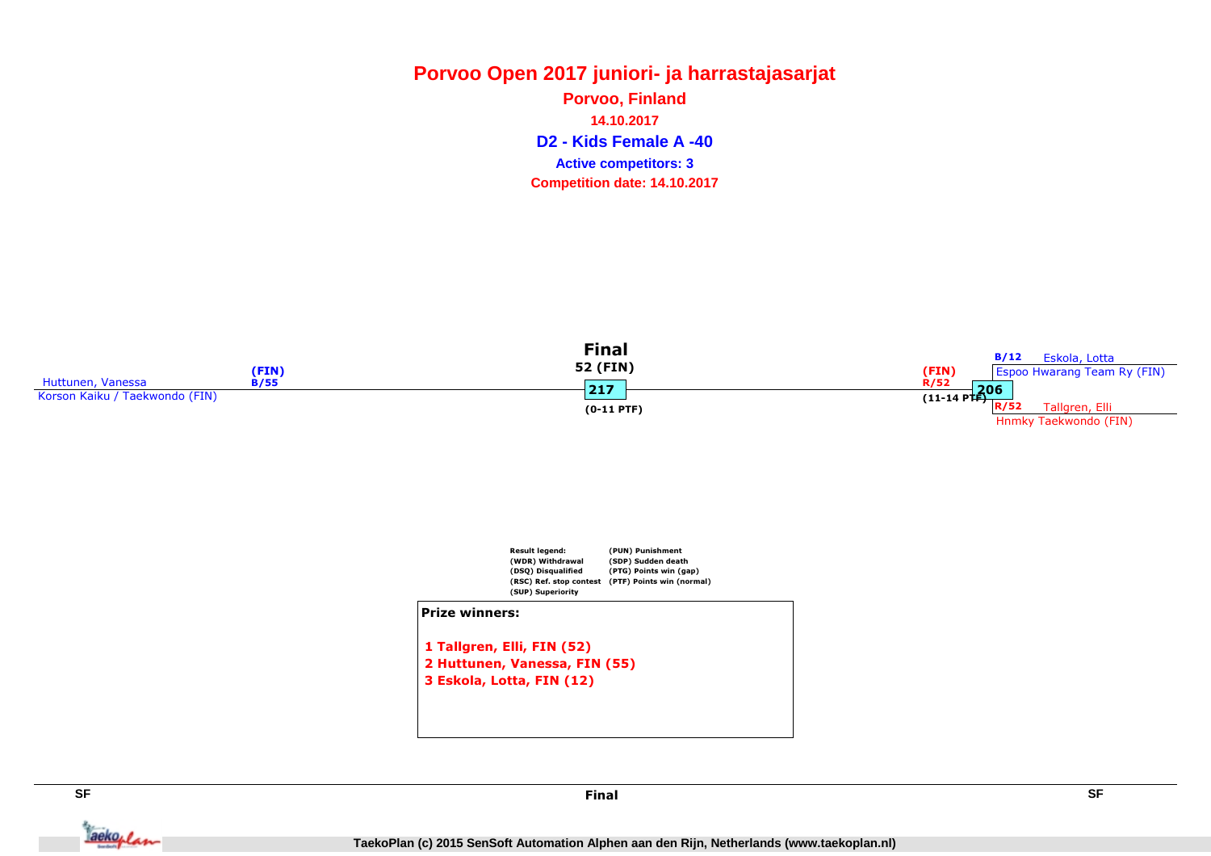# Porvoo Open 2017 juniori- ja harrastajasarjat

**Porvoo, Finland**

**14.10.2017**

## D2 - Kids Female A -40

**Active competitors: 3**

**Competition date: 14.10.2017**

**Final**

52 (FIN)

217

(0-11 PTF)

Huttunen, Vanessa (FIN) B/55
Korson Kaiku / Taekwondo (FIN)

(FIN) R/52
(11-14 PTF)

206

B/12 Eskola, Lotta
Espoo Hwarang Team Ry (FIN)

R/52 Tallgren, Elli
Hnmky Taekwondo (FIN)

Result legend:
(WDR) Withdrawal
(DSQ) Disqualified
(RSC) Ref. stop contest
(SUP) Superiority
(PUN) Punishment
(SDP) Sudden death
(PTG) Points win (gap)
(PTF) Points win (normal)

**Prize winners:**

1 Tallgren, Elli, FIN (52)
2 Huttunen, Vanessa, FIN (55)
3 Eskola, Lotta, FIN (12)

SF | Final | SF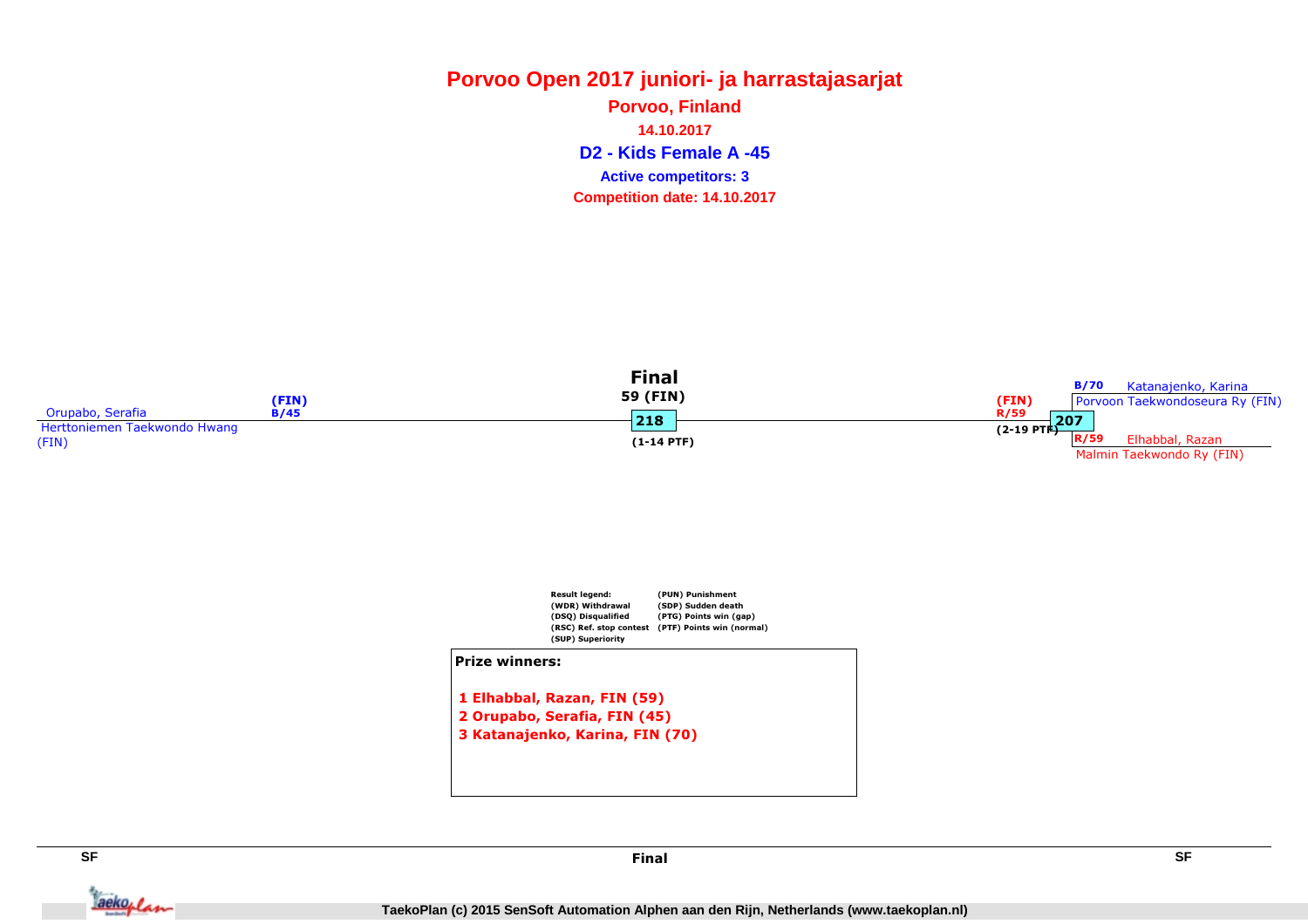# Porvoo Open 2017 juniori- ja harrastajasarjat

**Porvoo, Finland**

**14.10.2017**

## D2 - Kids Female A -45

**Active competitors: 3**

**Competition date: 14.10.2017**

**Final**

59 (FIN)

218

(1-14 PTF)

Orupabo, Serafia (FIN) B/45
Herttoniemen Taekwondo Hwang (FIN)

(FIN) R/59
(2-19 PTF) 207

B/70 Katanajenko, Karina
Porvoon Taekwondoseura Ry (FIN)

R/59 Elhabbal, Razan
Malmin Taekwondo Ry (FIN)

Result legend:
(WDR) Withdrawal
(DSQ) Disqualified
(RSC) Ref. stop contest
(SUP) Superiority
(PUN) Punishment
(SDP) Sudden death
(PTG) Points win (gap)
(PTF) Points win (normal)

**Prize winners:**

1 Elhabbal, Razan, FIN (59)
2 Orupabo, Serafia, FIN (45)
3 Katanajenko, Karina, FIN (70)

SF | Final | SF

TaekoPlan (c) 2015 SenSoft Automation Alphen aan den Rijn, Netherlands (www.taekoplan.nl)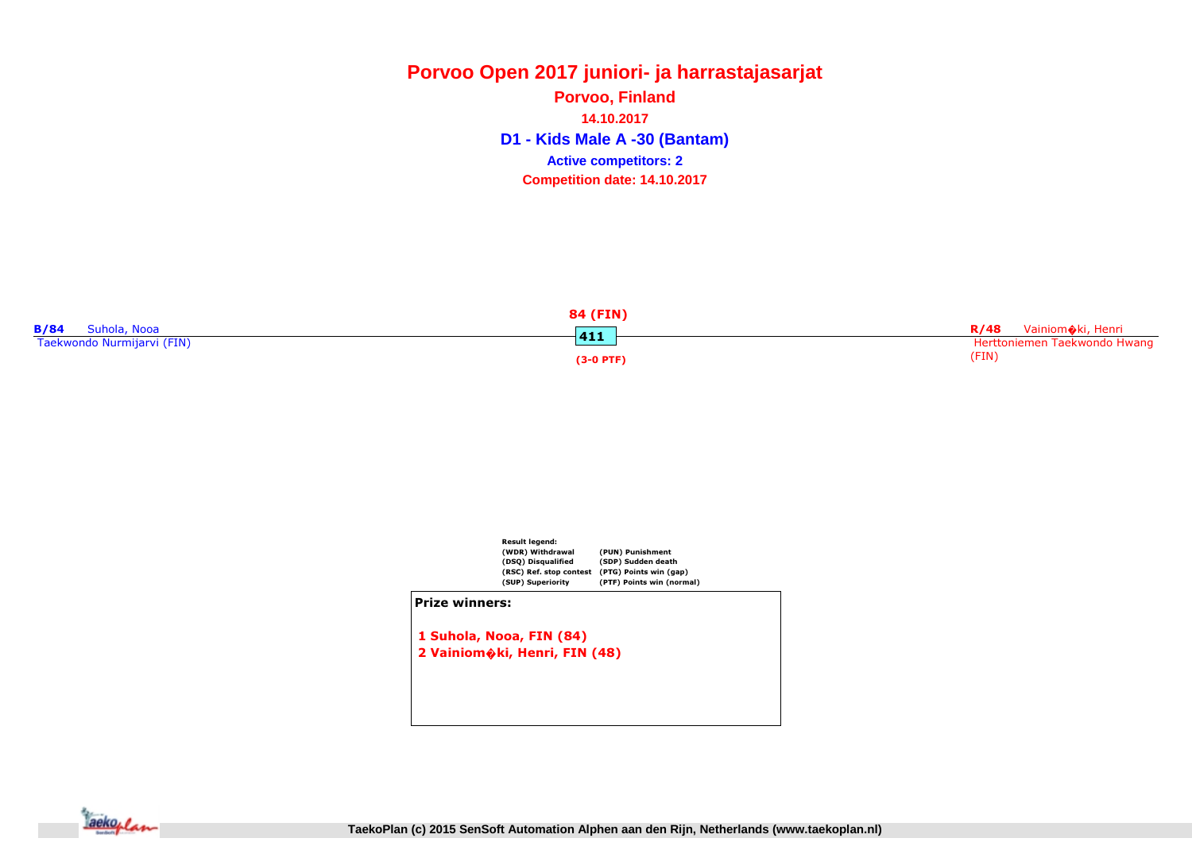# Porvoo Open 2017 juniori- ja harrastajasarjat

**Porvoo, Finland**

**14.10.2017**

## D1 - Kids Male A -30 (Bantam)

**Active competitors: 2**

**Competition date: 14.10.2017**

**B/84** Suhola, Nooa
Taekwondo Nurmijarvi (FIN)

**84 (FIN)**
**411**
**(3-0 PTF)**

**R/48** Vainiom�ki, Henri
Herttoniemen Taekwondo Hwang (FIN)

**Result legend:**
(WDR) Withdrawal
(DSQ) Disqualified
(RSC) Ref. stop contest
(SUP) Superiority
(PUN) Punishment
(SDP) Sudden death
(PTG) Points win (gap)
(PTF) Points win (normal)

**Prize winners:**

1 Suhola, Nooa, FIN (84)
2 Vainiom�ki, Henri, FIN (48)

TaekoPlan (c) 2015 SenSoft Automation Alphen aan den Rijn, Netherlands (www.taekoplan.nl)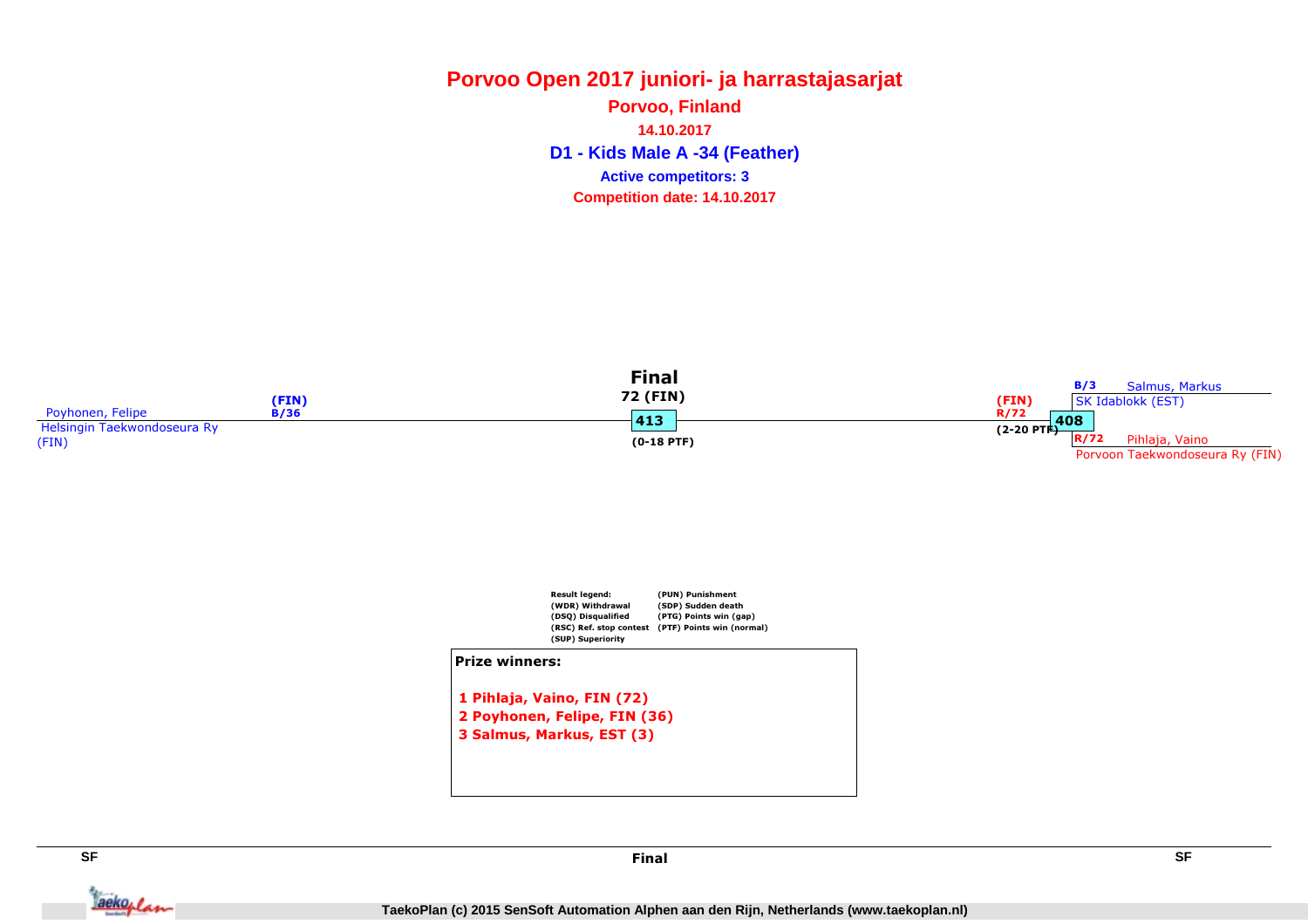# Porvoo Open 2017 juniori- ja harrastajasarjat

## Porvoo, Finland

**14.10.2017**

## D1 - Kids Male A -34 (Feather)

**Active competitors: 3**

**Competition date: 14.10.2017**

**Final**

72 (FIN)

413

(0-18 PTF)

Poyhonen, Felipe
Helsingin Taekwondoseura Ry
(FIN)

(FIN)
B/36

(FIN)
R/72

(2-20 PTF)

408

B/3 Salmus, Markus
SK Idablokk (EST)

R/72 Pihlaja, Vaino
Porvoon Taekwondoseura Ry (FIN)

Result legend:
(WDR) Withdrawal
(DSQ) Disqualified
(RSC) Ref. stop contest
(SUP) Superiority
(PUN) Punishment
(SDP) Sudden death
(PTG) Points win (gap)
(PTF) Points win (normal)

**Prize winners:**

1 Pihlaja, Vaino, FIN (72)
2 Poyhonen, Felipe, FIN (36)
3 Salmus, Markus, EST (3)

SF

Final

SF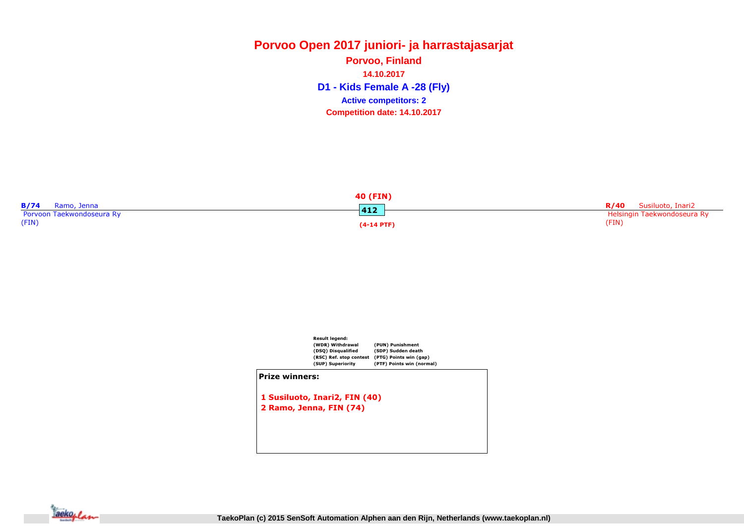# Porvoo Open 2017 juniori- ja harrastajasarjat

**Porvoo, Finland**

**14.10.2017**

## D1 - Kids Female A -28 (Fly)

**Active competitors: 2**

**Competition date: 14.10.2017**

**B/74** Ramo, Jenna
Porvoon Taekwondoseura Ry
(FIN)

**40 (FIN)**

**412**

**(4-14 PTF)**

**R/40** Susiluoto, Inari2
Helsingin Taekwondoseura Ry
(FIN)

**Result legend:**

| | |
|---|---|
| (WDR) Withdrawal | (PUN) Punishment |
| (DSQ) Disqualified | (SDP) Sudden death |
| (RSC) Ref. stop contest | (PTG) Points win (gap) |
| (SUP) Superiority | (PTF) Points win (normal) |

**Prize winners:**

1 Susiluoto, Inari2, FIN (40)
2 Ramo, Jenna, FIN (74)

TaekoPlan (c) 2015 SenSoft Automation Alphen aan den Rijn, Netherlands (www.taekoplan.nl)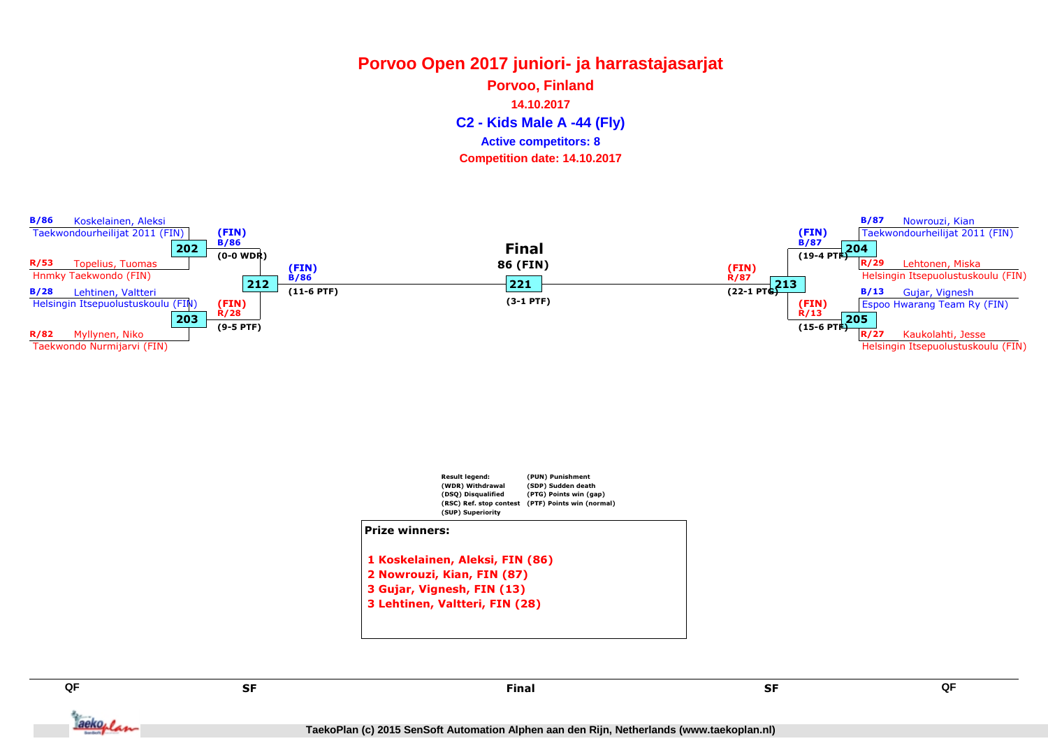# Porvoo Open 2017 juniori- ja harrastajasarjat

**Porvoo, Finland**

**14.10.2017**

## C2 - Kids Male A -44 (Fly)

**Active competitors: 8**

**Competition date: 14.10.2017**

B/86 Koskelainen, Aleksi
Taekwondourheilijat 2011 (FIN)

202

(FIN)
B/86
(0-0 WDR)

R/53 Topelius, Tuomas
Hnmky Taekwondo (FIN)

212

(FIN)
B/86
(11-6 PTF)

B/28 Lehtinen, Valtteri
Helsingin Itsepuolustuskoulu (FIN)

203

(FIN)
R/28
(9-5 PTF)

R/82 Myllynen, Niko
Taekwondo Nurmijarvi (FIN)

**Final**
**86 (FIN)**

221

(3-1 PTF)

B/87 Nowrouzi, Kian
Taekwondourheilijat 2011 (FIN)

204

(FIN)
B/87
(19-4 PTF)

R/29 Lehtonen, Miska
Helsingin Itsepuolustuskoulu (FIN)

213

(FIN)
R/87
(22-1 PTG)

B/13 Gujar, Vignesh
Espoo Hwarang Team Ry (FIN)

205

(FIN)
R/13
(15-6 PTF)

R/27 Kaukolahti, Jesse
Helsingin Itsepuolustuskoulu (FIN)

Result legend:
(WDR) Withdrawal
(DSQ) Disqualified
(RSC) Ref. stop contest
(SUP) Superiority
(PUN) Punishment
(SDP) Sudden death
(PTG) Points win (gap)
(PTF) Points win (normal)

**Prize winners:**

1 Koskelainen, Aleksi, FIN (86)
2 Nowrouzi, Kian, FIN (87)
3 Gujar, Vignesh, FIN (13)
3 Lehtinen, Valtteri, FIN (28)

QF SF Final SF QF

TaekoPlan (c) 2015 SenSoft Automation Alphen aan den Rijn, Netherlands (www.taekoplan.nl)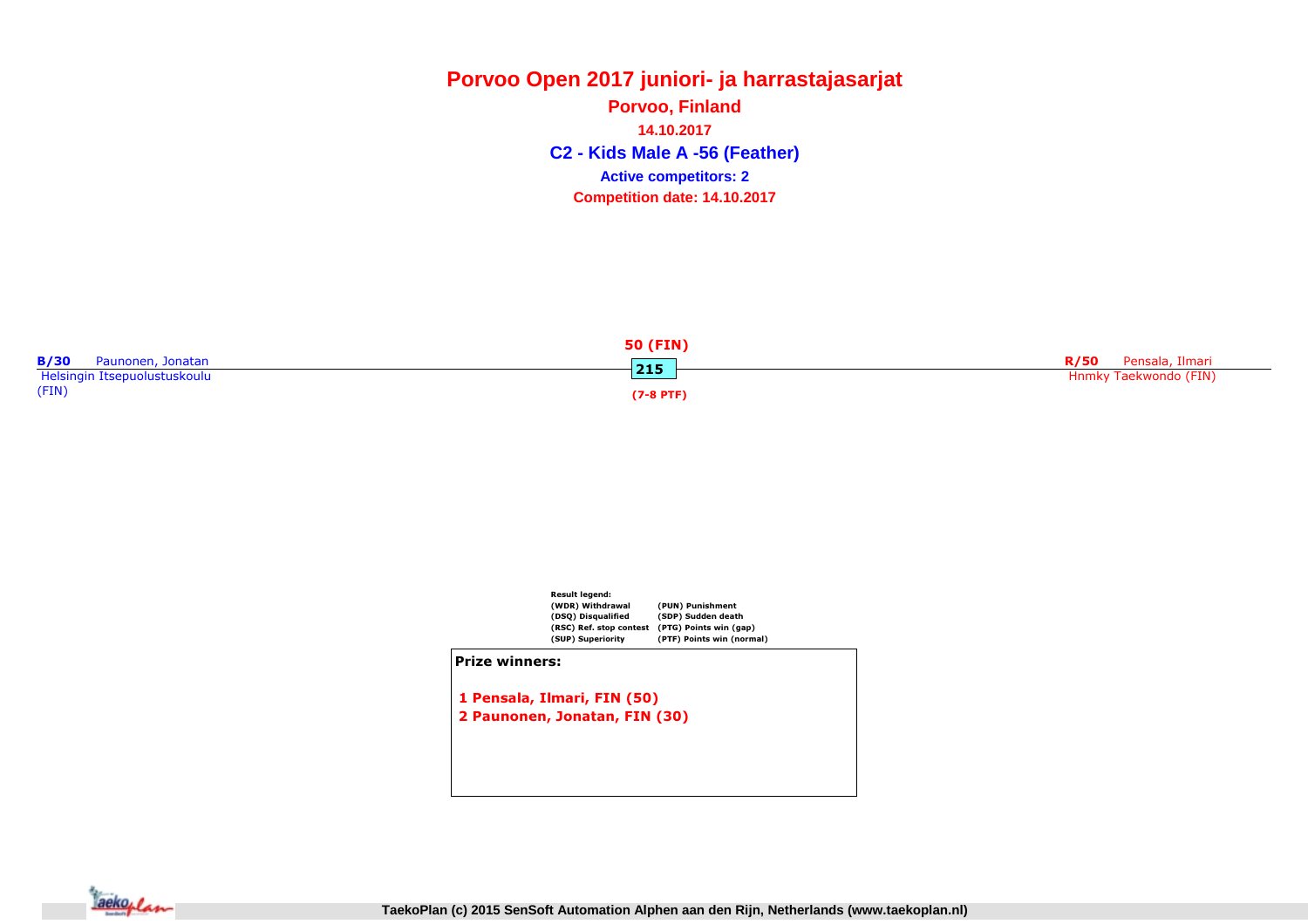# Porvoo Open 2017 juniori- ja harrastajasarjat

**Porvoo, Finland**

**14.10.2017**

**C2 - Kids Male A -56 (Feather)**

**Active competitors: 2**

**Competition date: 14.10.2017**

**B/30** Paunonen, Jonatan
Helsingin Itsepuolustuskoulu (FIN)

50 (FIN)

215

(7-8 PTF)

**R/50** Pensala, Ilmari
Hnmky Taekwondo (FIN)

**Result legend:**

(WDR) Withdrawal
(DSQ) Disqualified
(RSC) Ref. stop contest
(SUP) Superiority
(PUN) Punishment
(SDP) Sudden death
(PTG) Points win (gap)
(PTF) Points win (normal)

**Prize winners:**

1 Pensala, Ilmari, FIN (50)
2 Paunonen, Jonatan, FIN (30)

TaekoPlan (c) 2015 SenSoft Automation Alphen aan den Rijn, Netherlands (www.taekoplan.nl)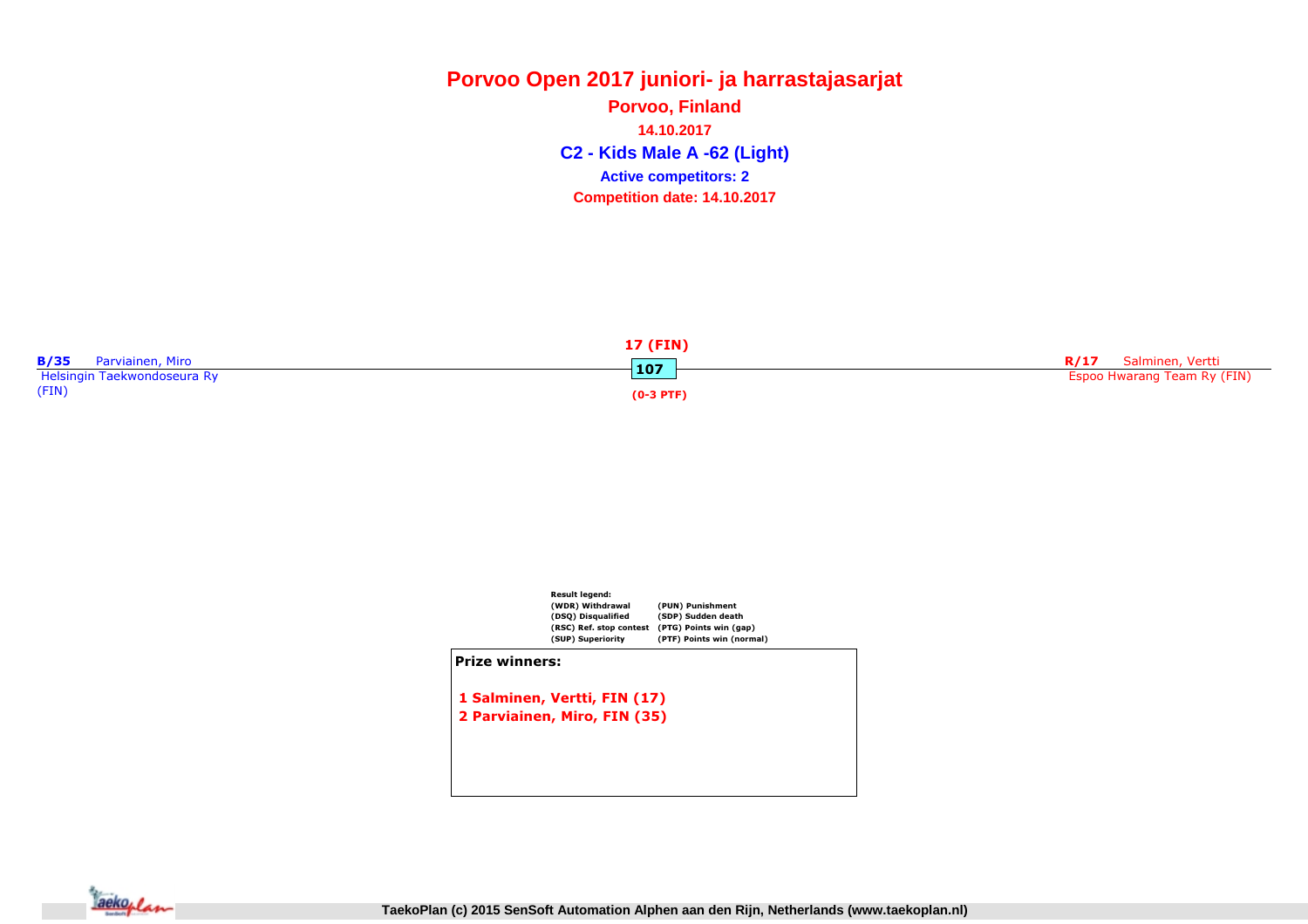# Porvoo Open 2017 juniori- ja harrastajasarjat

**Porvoo, Finland**

**14.10.2017**

## C2 - Kids Male A -62 (Light)

**Active competitors: 2**

**Competition date: 14.10.2017**

**B/35** Parviainen, Miro
Helsingin Taekwondoseura Ry
(FIN)

**17 (FIN)**

**107**

**(0-3 PTF)**

**R/17** Salminen, Vertti
Espoo Hwarang Team Ry (FIN)

**Result legend:**
(WDR) Withdrawal
(DSQ) Disqualified
(RSC) Ref. stop contest
(SUP) Superiority
(PUN) Punishment
(SDP) Sudden death
(PTG) Points win (gap)
(PTF) Points win (normal)

**Prize winners:**

1 Salminen, Vertti, FIN (17)
2 Parviainen, Miro, FIN (35)

TaekoPlan (c) 2015 SenSoft Automation Alphen aan den Rijn, Netherlands (www.taekoplan.nl)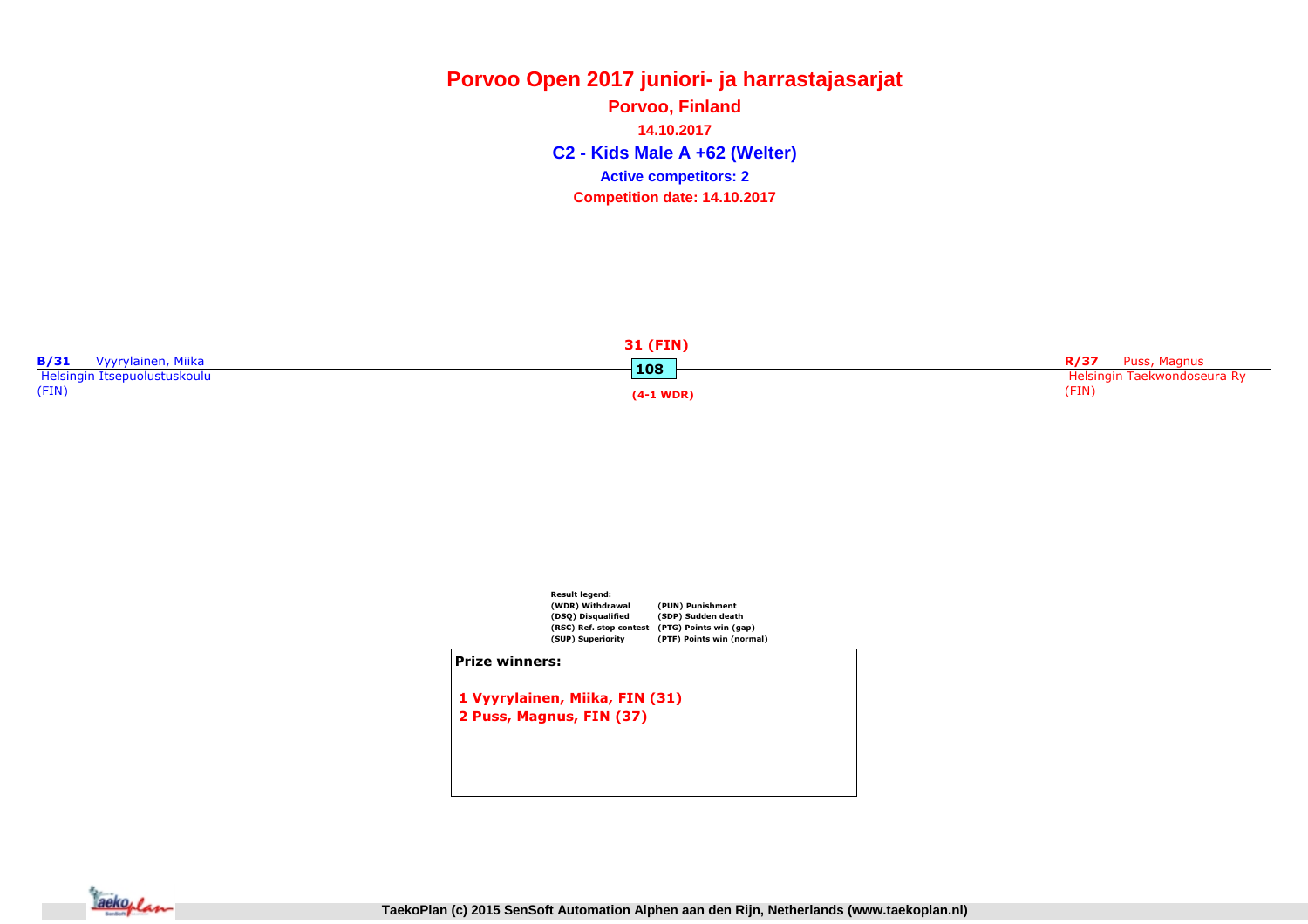# Porvoo Open 2017 juniori- ja harrastajasarjat

**Porvoo, Finland**

**14.10.2017**

## C2 - Kids Male A +62 (Welter)

**Active competitors: 2**

**Competition date: 14.10.2017**

**B/31** Vyyrylainen, Miika
Helsingin Itsepuolustuskoulu
(FIN)

**31 (FIN)**
**108**
**(4-1 WDR)**

**R/37** Puss, Magnus
Helsingin Taekwondoseura Ry
(FIN)

**Result legend:**

| | |
|---|---|
| (WDR) Withdrawal | (PUN) Punishment |
| (DSQ) Disqualified | (SDP) Sudden death |
| (RSC) Ref. stop contest | (PTG) Points win (gap) |
| (SUP) Superiority | (PTF) Points win (normal) |

**Prize winners:**

1 Vyyrylainen, Miika, FIN (31)
2 Puss, Magnus, FIN (37)

TaekoPlan (c) 2015 SenSoft Automation Alphen aan den Rijn, Netherlands (www.taekoplan.nl)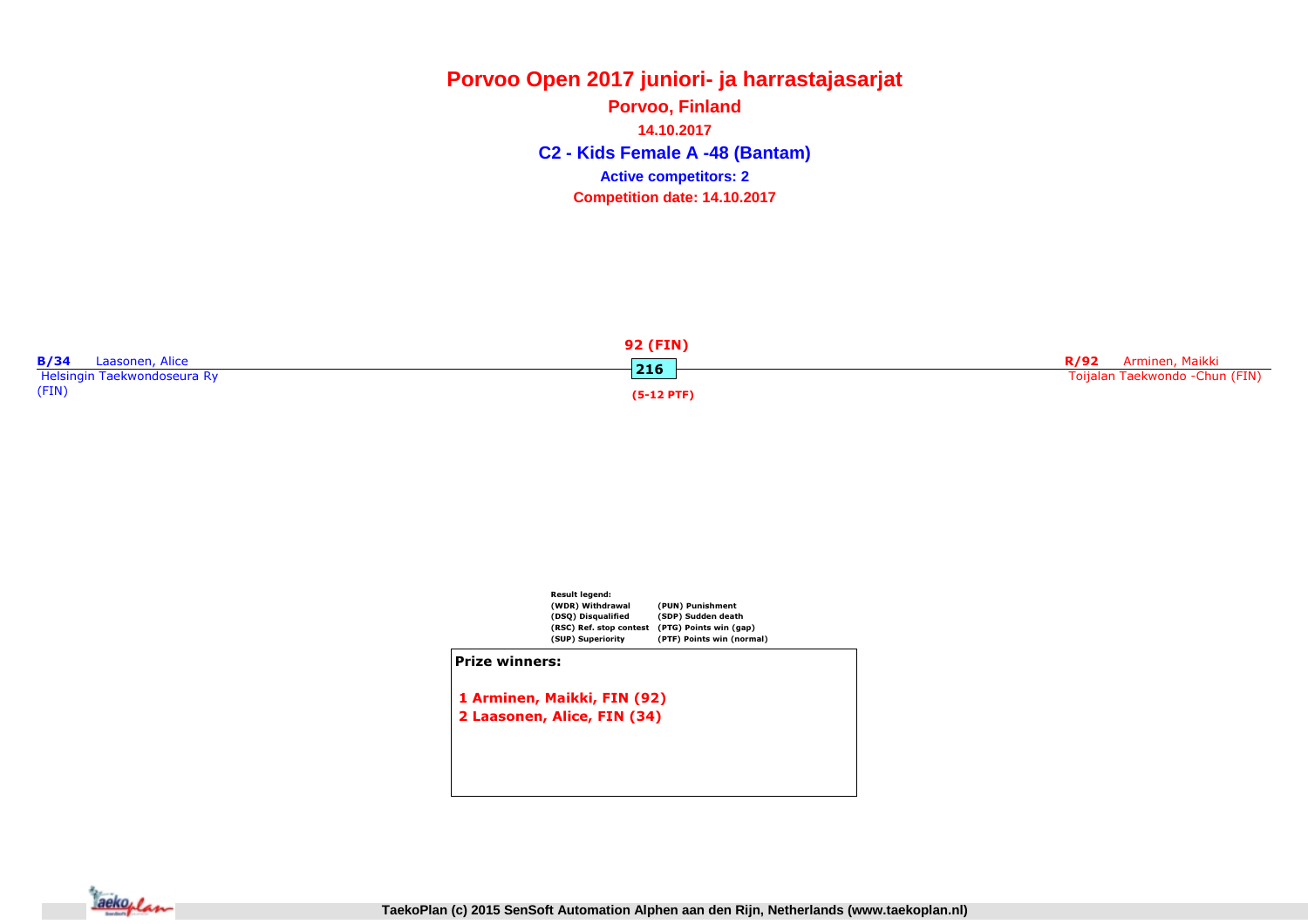# Porvoo Open 2017 juniori- ja harrastajasarjat

**Porvoo, Finland**

**14.10.2017**

## C2 - Kids Female A -48 (Bantam)

**Active competitors: 2**

**Competition date: 14.10.2017**

**B/34** Laasonen, Alice
Helsingin Taekwondoseura Ry
(FIN)

**92 (FIN)**

**216**

**(5-12 PTF)**

**R/92** Arminen, Maikki
Toijalan Taekwondo -Chun (FIN)

**Result legend:**

| | |
|---|---|
| (WDR) Withdrawal | (PUN) Punishment |
| (DSQ) Disqualified | (SDP) Sudden death |
| (RSC) Ref. stop contest | (PTG) Points win (gap) |
| (SUP) Superiority | (PTF) Points win (normal) |

**Prize winners:**

1 Arminen, Maikki, FIN (92)
2 Laasonen, Alice, FIN (34)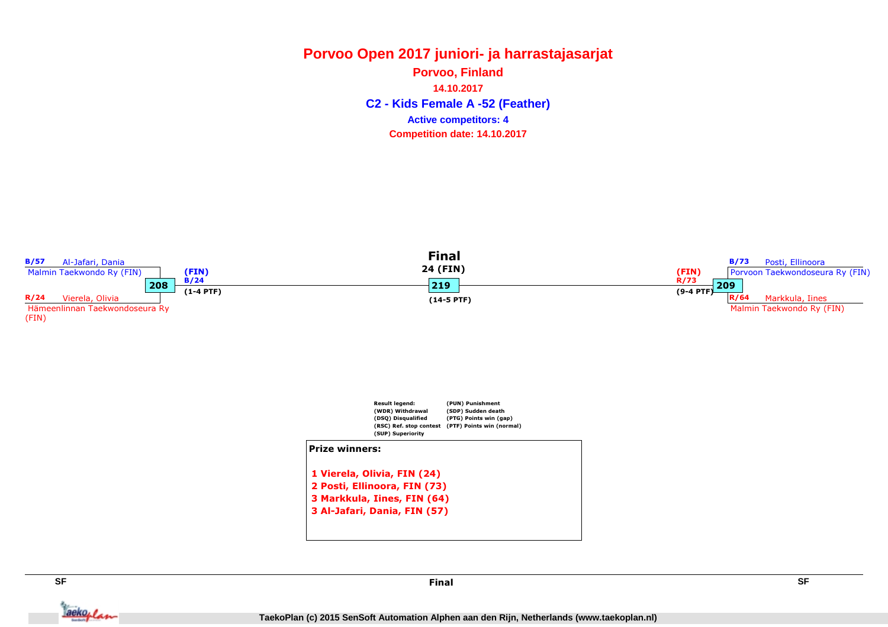# Porvoo Open 2017 juniori- ja harrastajasarjat

**Porvoo, Finland**

**14.10.2017**

## C2 - Kids Female A -52 (Feather)

**Active competitors: 4**

**Competition date: 14.10.2017**

B/57 Al-Jafari, Dania
Malmin Taekwondo Ry (FIN)

208

R/24 Vierela, Olivia
Hämeenlinnan Taekwondoseura Ry (FIN)

(FIN)
B/24
(1-4 PTF)

**Final**
24 (FIN)
219
(14-5 PTF)

(FIN)
R/73
(9-4 PTF)

209

B/73 Posti, Ellinoora
Porvoon Taekwondoseura Ry (FIN)

R/64 Markkula, Iines
Malmin Taekwondo Ry (FIN)

Result legend:
(WDR) Withdrawal
(DSQ) Disqualified
(RSC) Ref. stop contest
(SUP) Superiority
(PUN) Punishment
(SDP) Sudden death
(PTG) Points win (gap)
(PTF) Points win (normal)

**Prize winners:**

1 Vierela, Olivia, FIN (24)
2 Posti, Ellinoora, FIN (73)
3 Markkula, Iines, FIN (64)
3 Al-Jafari, Dania, FIN (57)

SF | Final | SF

TaekoPlan (c) 2015 SenSoft Automation Alphen aan den Rijn, Netherlands (www.taekoplan.nl)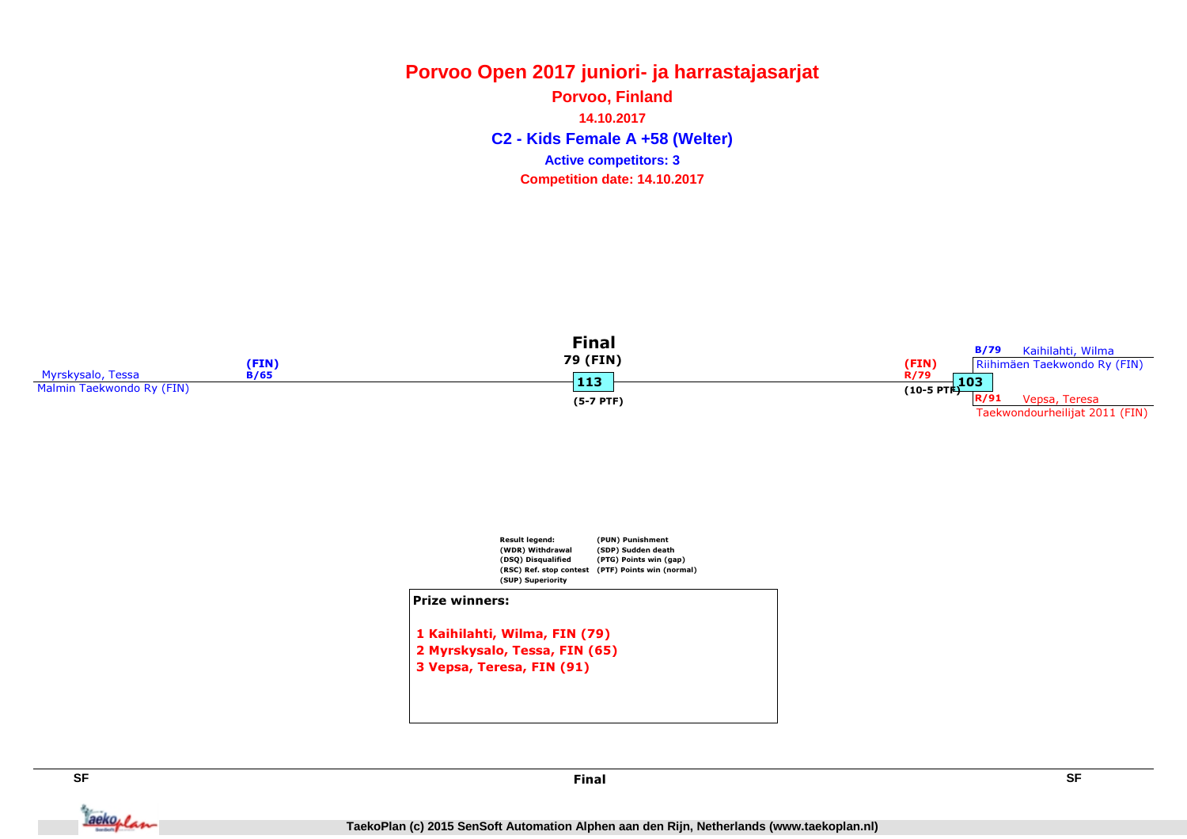# Porvoo Open 2017 juniori- ja harrastajasarjat

**Porvoo, Finland**

**14.10.2017**

## C2 - Kids Female A +58 (Welter)

**Active competitors: 3**

**Competition date: 14.10.2017**

**Final**

79 (FIN)

113

(5-7 PTF)

Myrskysalo, Tessa
(FIN)
B/65
Malmin Taekwondo Ry (FIN)

(FIN)
R/79
(10-5 PTF)
103

B/79 Kaihilahti, Wilma
Riihimäen Taekwondo Ry (FIN)

R/91 Vepsa, Teresa
Taekwondourheilijat 2011 (FIN)

Result legend:
(WDR) Withdrawal
(DSQ) Disqualified
(RSC) Ref. stop contest
(SUP) Superiority
(PUN) Punishment
(SDP) Sudden death
(PTG) Points win (gap)
(PTF) Points win (normal)

**Prize winners:**

1 Kaihilahti, Wilma, FIN (79)
2 Myrskysalo, Tessa, FIN (65)
3 Vepsa, Teresa, FIN (91)

SF

Final

SF

TaekoPlan (c) 2015 SenSoft Automation Alphen aan den Rijn, Netherlands (www.taekoplan.nl)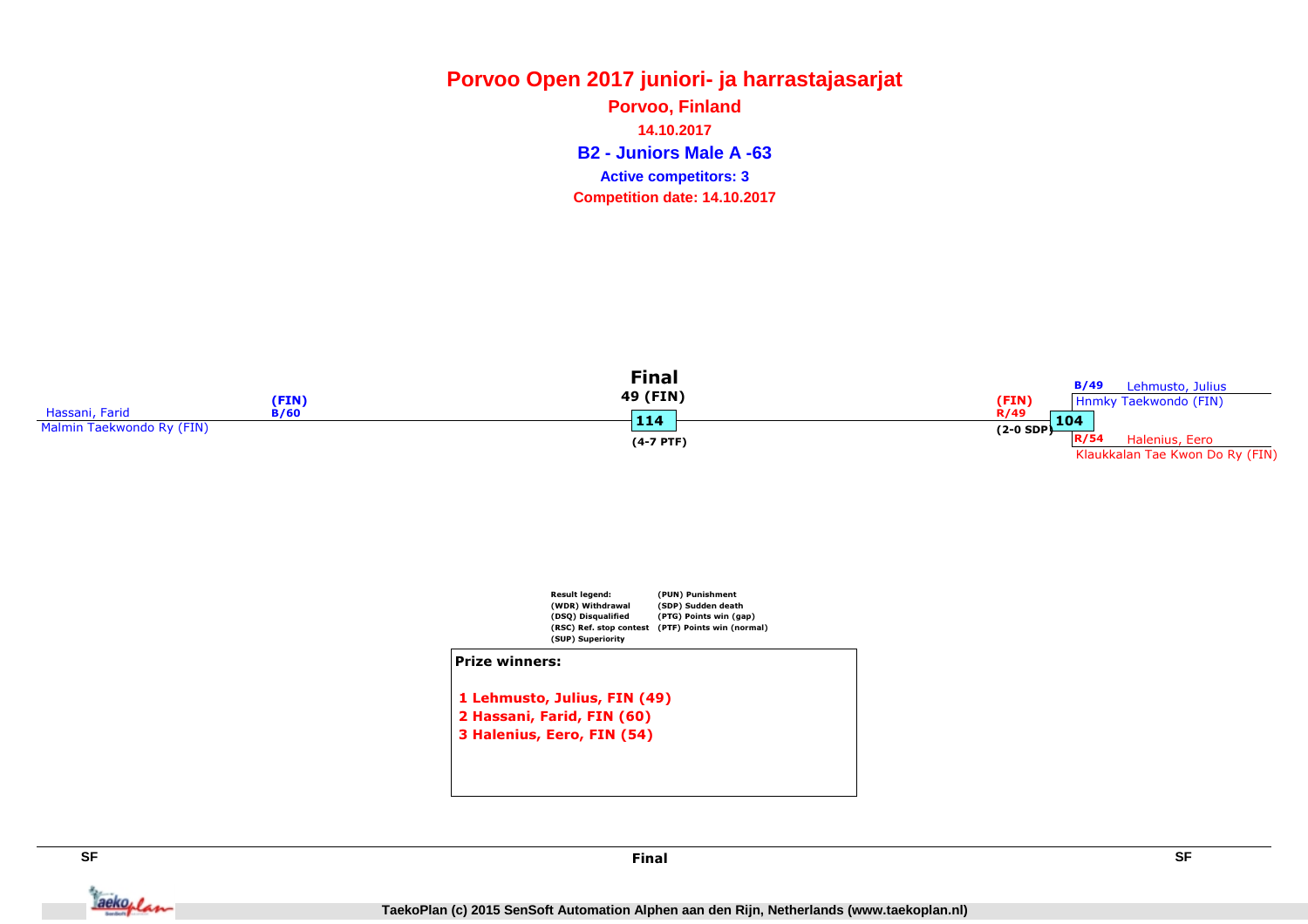# Porvoo Open 2017 juniori- ja harrastajasarjat

**Porvoo, Finland**

**14.10.2017**

## B2 - Juniors Male A -63

**Active competitors: 3**

**Competition date: 14.10.2017**

**Final**

49 (FIN)

114

(4-7 PTF)

Hassani, Farid
Malmin Taekwondo Ry (FIN)
(FIN)
B/60

(FIN)
R/49
(2-0 SDP)
104

B/49 Lehmusto, Julius
Hnmky Taekwondo (FIN)

R/54 Halenius, Eero
Klaukkalan Tae Kwon Do Ry (FIN)

Result legend:
(WDR) Withdrawal
(DSQ) Disqualified
(RSC) Ref. stop contest
(SUP) Superiority
(PUN) Punishment
(SDP) Sudden death
(PTG) Points win (gap)
(PTF) Points win (normal)

**Prize winners:**

1. Lehmusto, Julius, FIN (49)
2. Hassani, Farid, FIN (60)
3. Halenius, Eero, FIN (54)

SF

Final

SF

TaekoPlan (c) 2015 SenSoft Automation Alphen aan den Rijn, Netherlands (www.taekoplan.nl)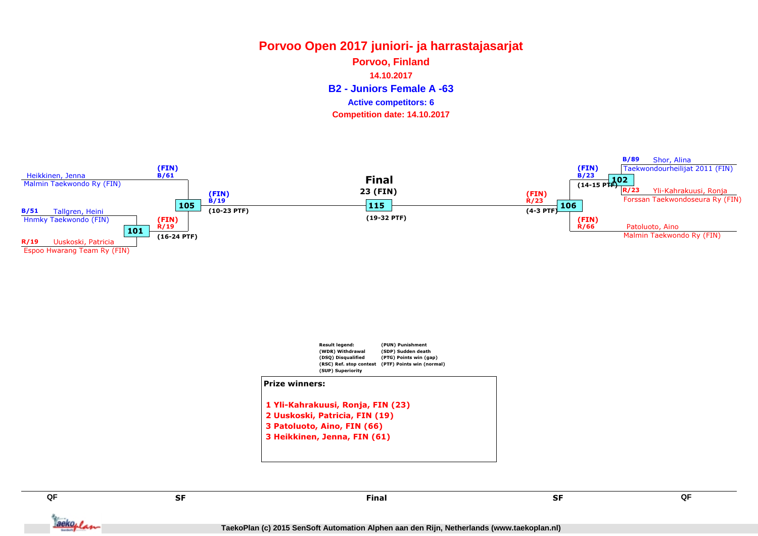# Porvoo Open 2017 juniori- ja harrastajasarjat

**Porvoo, Finland**

**14.10.2017**

## B2 - Juniors Female A -63

**Active competitors: 6**

**Competition date: 14.10.2017**

Heikkinen, Jenna
Malmin Taekwondo Ry (FIN)

(FIN)
B/61

B/51 Tallgren, Heini
Hnmky Taekwondo (FIN)

101

R/19 Uuskoski, Patricia
Espoo Hwarang Team Ry (FIN)

(FIN)
R/19
(16-24 PTF)

105

(FIN)
B/19
(10-23 PTF)

**Final**
23 (FIN)

115

(19-32 PTF)

(FIN)
R/23
(4-3 PTF)

106

(FIN)
B/23
(14-15 PTF)

102

B/89 Shor, Alina
Taekwondourheilijat 2011 (FIN)

R/23 Yli-Kahrakuusi, Ronja
Forssan Taekwondoseura Ry (FIN)

(FIN)
R/66

Patoluoto, Aino
Malmin Taekwondo Ry (FIN)

Result legend:
(WDR) Withdrawal
(DSQ) Disqualified
(RSC) Ref. stop contest
(SUP) Superiority
(PUN) Punishment
(SDP) Sudden death
(PTG) Points win (gap)
(PTF) Points win (normal)

**Prize winners:**

1 Yli-Kahrakuusi, Ronja, FIN (23)
2 Uuskoski, Patricia, FIN (19)
3 Patoluoto, Aino, FIN (66)
3 Heikkinen, Jenna, FIN (61)

QF SF Final SF QF

TaekoPlan (c) 2015 SenSoft Automation Alphen aan den Rijn, Netherlands (www.taekoplan.nl)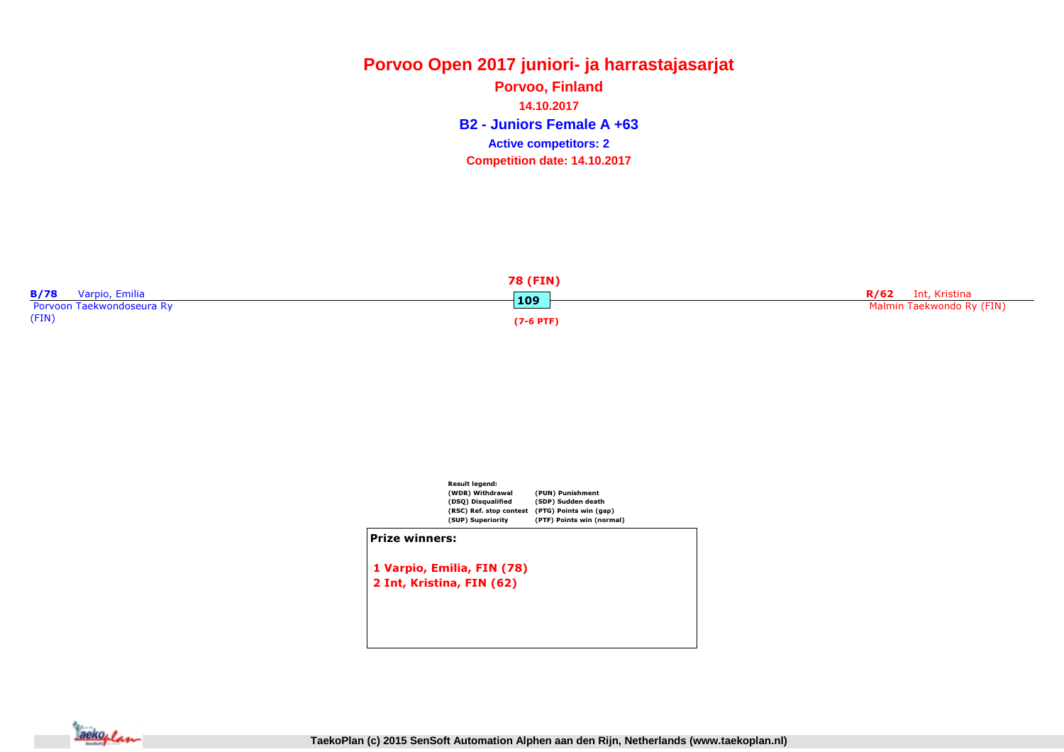# Porvoo Open 2017 juniori- ja harrastajasarjat

## Porvoo, Finland

**14.10.2017**

## B2 - Juniors Female A +63

**Active competitors: 2**

**Competition date: 14.10.2017**

**B/78** Varpio, Emilia
Porvoon Taekwondoseura Ry (FIN)

**78 (FIN)**
109
(7-6 PTF)

**R/62** Int, Kristina
Malmin Taekwondo Ry (FIN)

**Result legend:**

| | |
|---|---|
| (WDR) Withdrawal | (PUN) Punishment |
| (DSQ) Disqualified | (SDP) Sudden death |
| (RSC) Ref. stop contest | (PTG) Points win (gap) |
| (SUP) Superiority | (PTF) Points win (normal) |

**Prize winners:**

1 Varpio, Emilia, FIN (78)
2 Int, Kristina, FIN (62)

TaekoPlan (c) 2015 SenSoft Automation Alphen aan den Rijn, Netherlands (www.taekoplan.nl)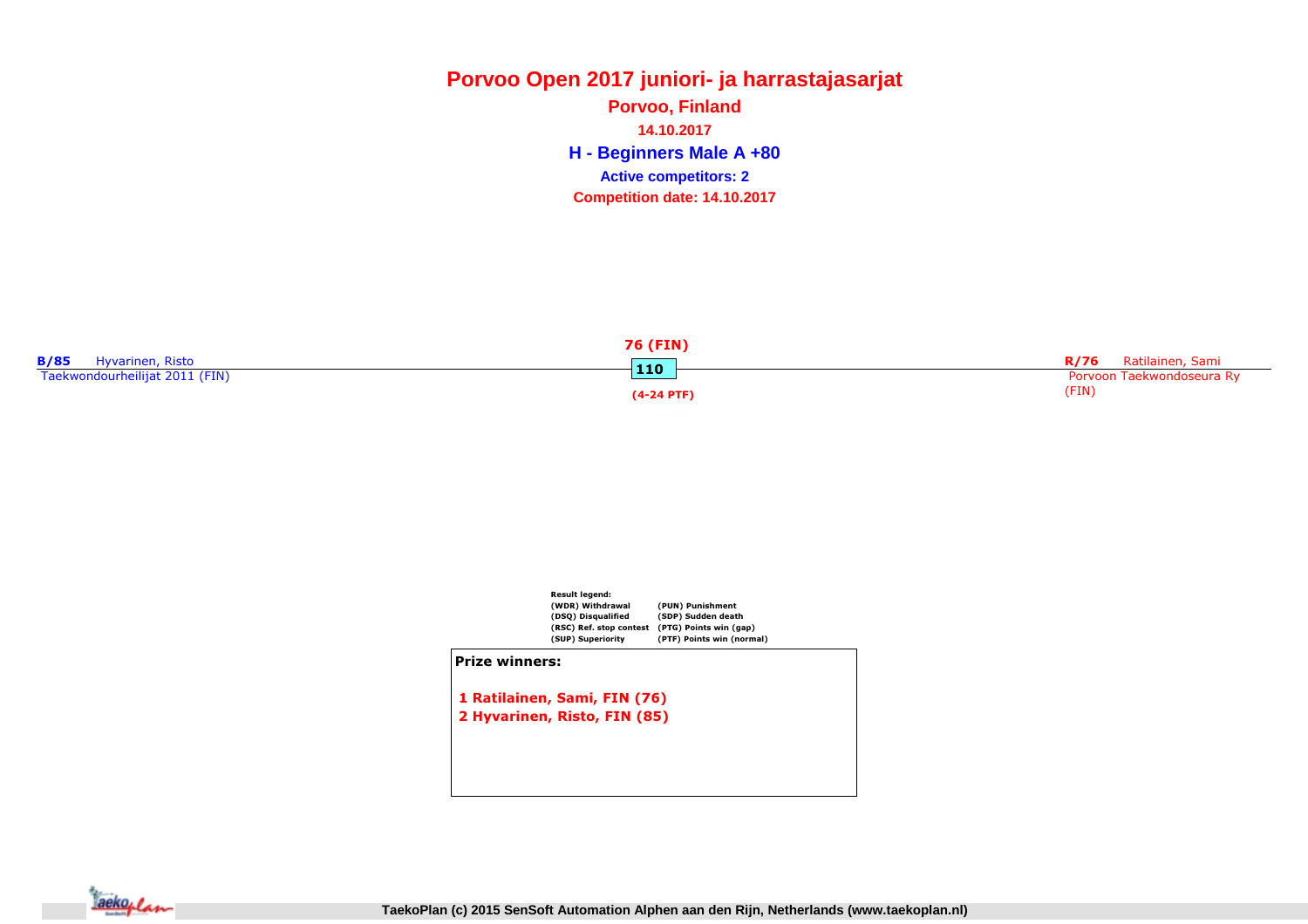# Porvoo Open 2017 juniori- ja harrastajasarjat

**Porvoo, Finland**

**14.10.2017**

## H - Beginners Male A +80

**Active competitors: 2**

**Competition date: 14.10.2017**

**B/85** Hyvarinen, Risto
Taekwondourheilijat 2011 (FIN)

**76 (FIN)**
**110**
**(4-24 PTF)**

**R/76** Ratilainen, Sami
Porvoon Taekwondoseura Ry (FIN)

**Result legend:**

| | |
|---|---|
| (WDR) Withdrawal | (PUN) Punishment |
| (DSQ) Disqualified | (SDP) Sudden death |
| (RSC) Ref. stop contest | (PTG) Points win (gap) |
| (SUP) Superiority | (PTF) Points win (normal) |

**Prize winners:**

1 Ratilainen, Sami, FIN (76)
2 Hyvarinen, Risto, FIN (85)

TaekoPlan (c) 2015 SenSoft Automation Alphen aan den Rijn, Netherlands (www.taekoplan.nl)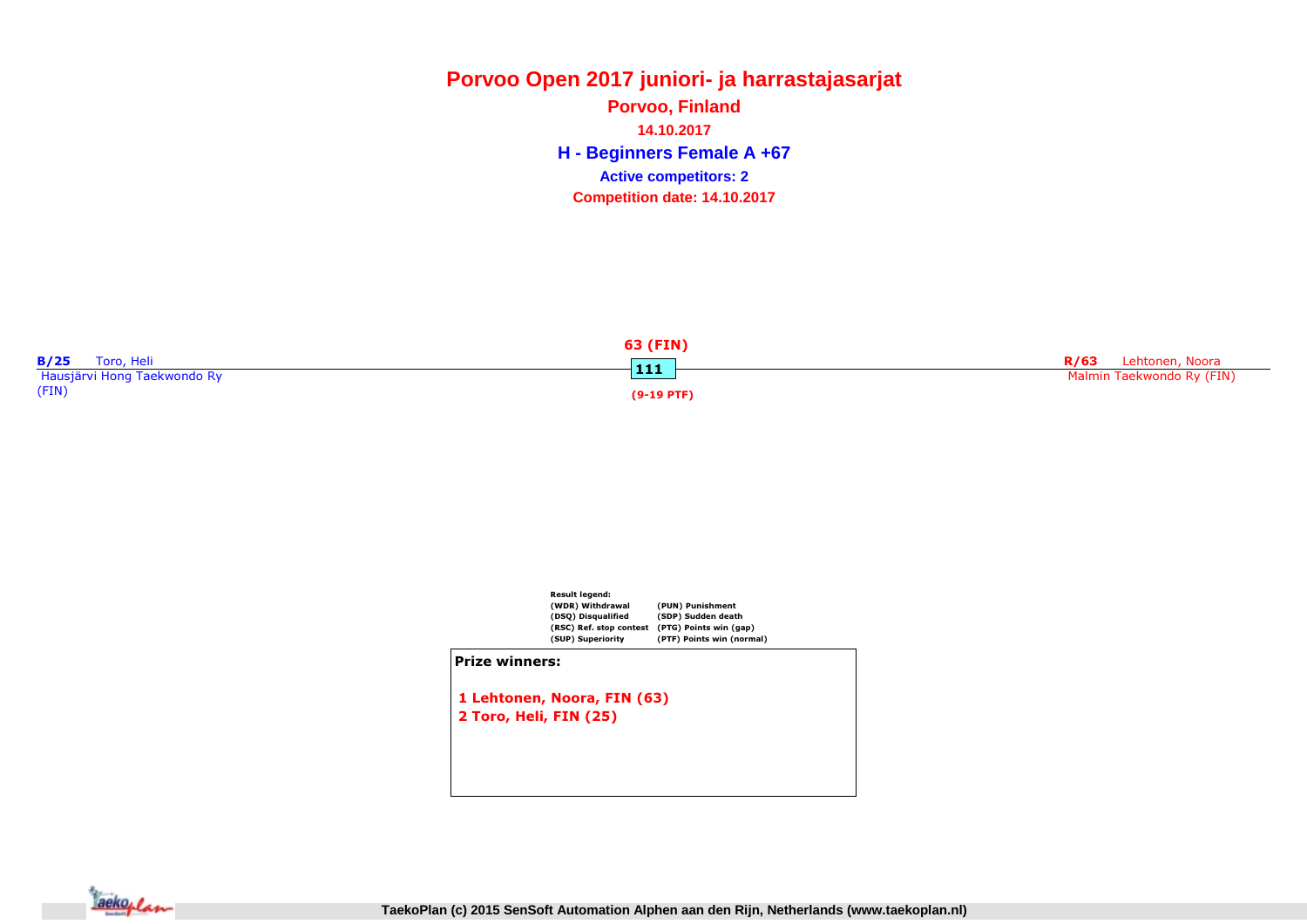# Porvoo Open 2017 juniori- ja harrastajasarjat

**Porvoo, Finland**

**14.10.2017**

## H - Beginners Female A +67

**Active competitors: 2**

**Competition date: 14.10.2017**

**B/25** Toro, Heli
Hausjärvi Hong Taekwondo Ry (FIN)

**63 (FIN)**

**111**

**(9-19 PTF)**

**R/63** Lehtonen, Noora
Malmin Taekwondo Ry (FIN)

**Result legend:**

| | |
|---|---|
| (WDR) Withdrawal | (PUN) Punishment |
| (DSQ) Disqualified | (SDP) Sudden death |
| (RSC) Ref. stop contest | (PTG) Points win (gap) |
| (SUP) Superiority | (PTF) Points win (normal) |

**Prize winners:**

1 Lehtonen, Noora, FIN (63)
2 Toro, Heli, FIN (25)

TaekoPlan (c) 2015 SenSoft Automation Alphen aan den Rijn, Netherlands (www.taekoplan.nl)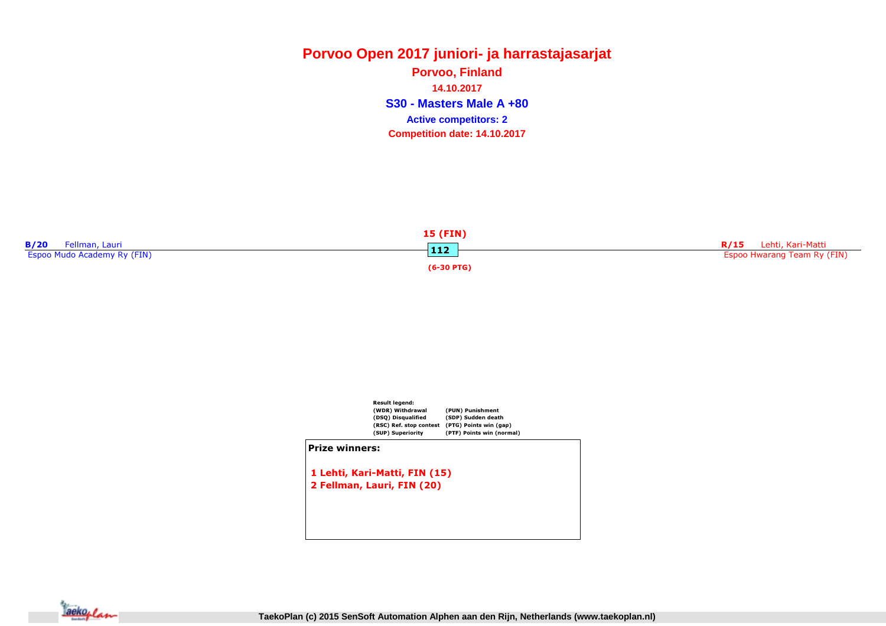# Porvoo Open 2017 juniori- ja harrastajasarjat

## Porvoo, Finland

**14.10.2017**

## S30 - Masters Male A +80

**Active competitors: 2**

**Competition date: 14.10.2017**

**B/20** Fellman, Lauri
Espoo Mudo Academy Ry (FIN)

**15 (FIN)**

**112**

**(6-30 PTG)**

**R/15** Lehti, Kari-Matti
Espoo Hwarang Team Ry (FIN)

**Result legend:**

| | |
|---|---|
| (WDR) Withdrawal | (PUN) Punishment |
| (DSQ) Disqualified | (SDP) Sudden death |
| (RSC) Ref. stop contest | (PTG) Points win (gap) |
| (SUP) Superiority | (PTF) Points win (normal) |

**Prize winners:**

1 Lehti, Kari-Matti, FIN (15)
2 Fellman, Lauri, FIN (20)

TaekoPlan (c) 2015 SenSoft Automation Alphen aan den Rijn, Netherlands (www.taekoplan.nl)